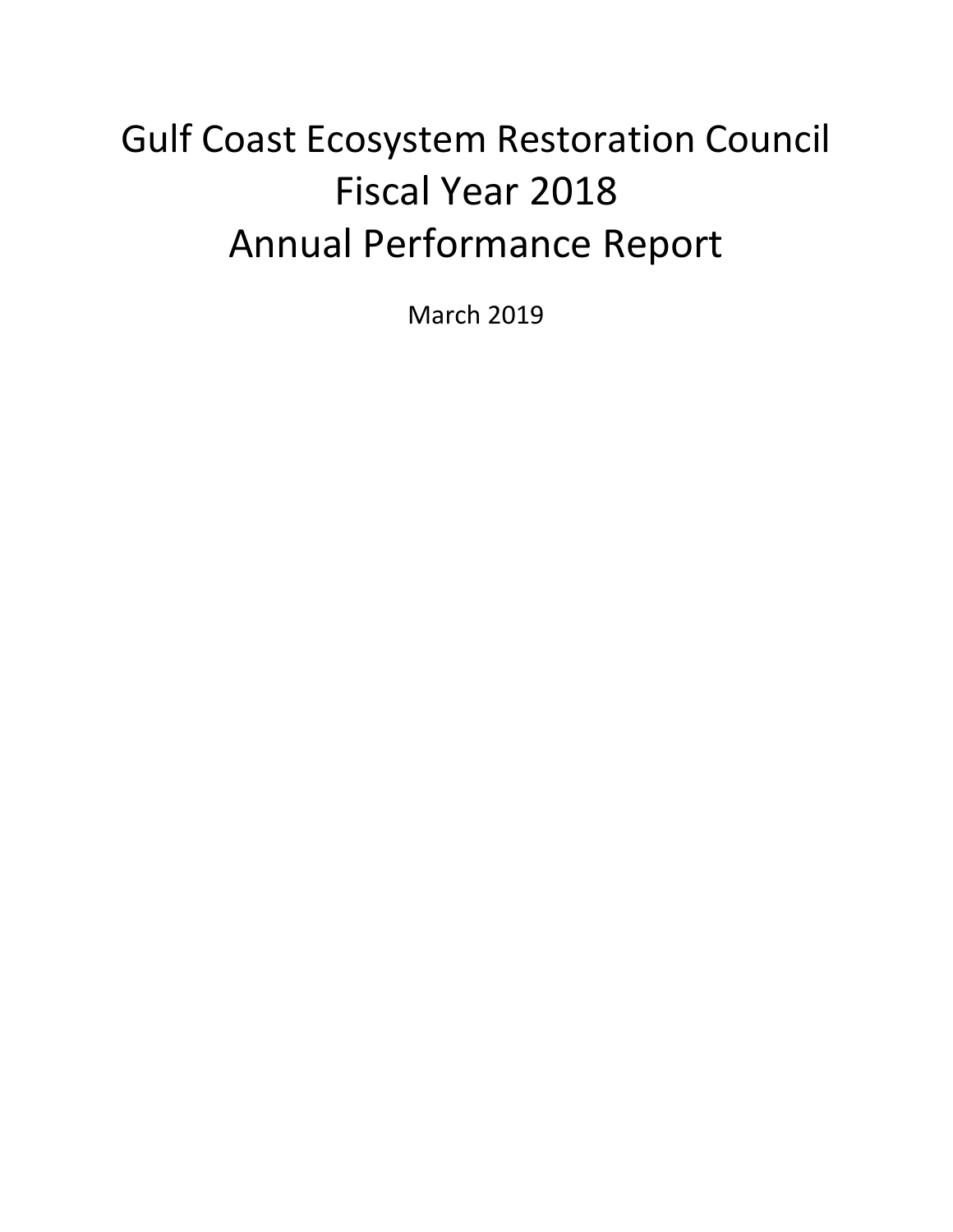# Gulf Coast Ecosystem Restoration Council
# Fiscal Year 2018
# Annual Performance Report

March 2019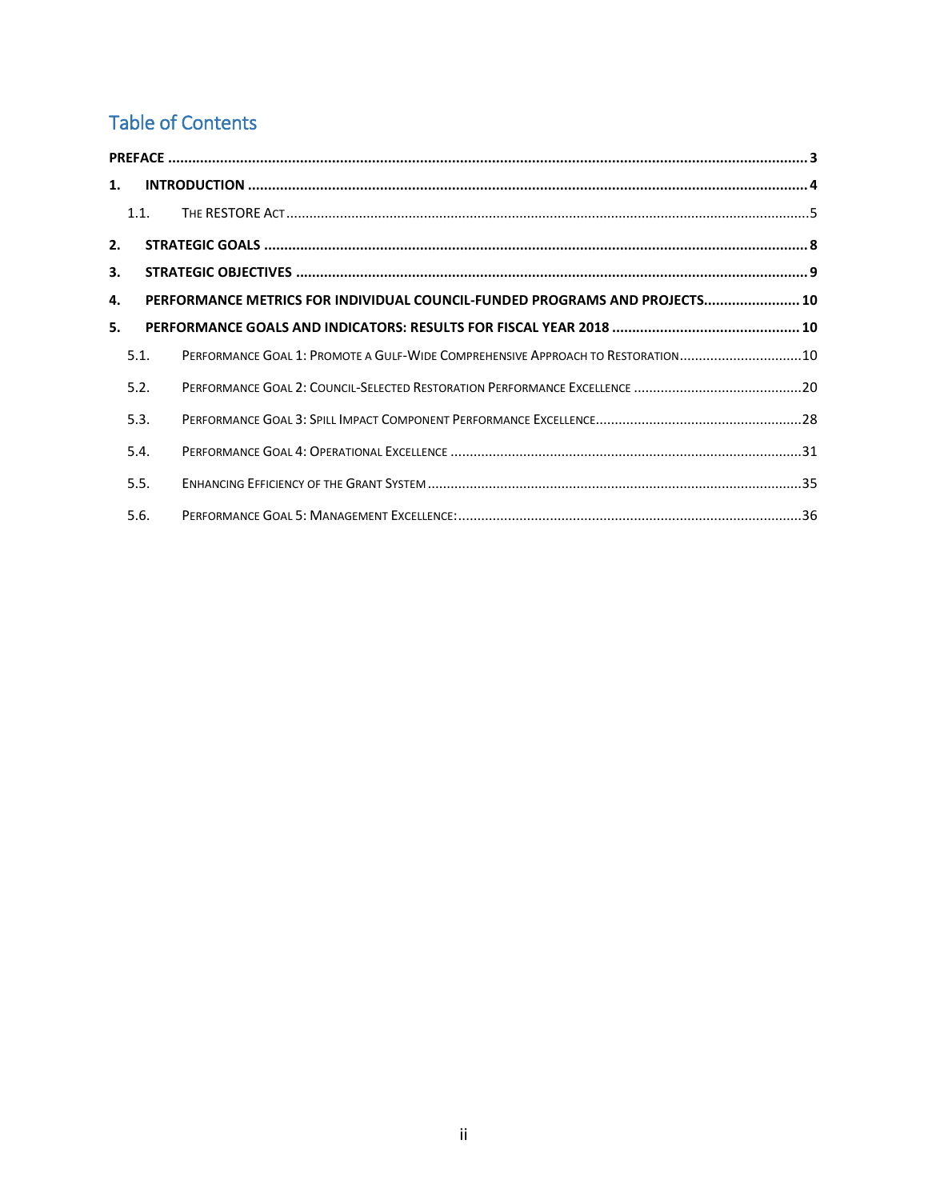# Table of Contents

PREFACE ..... 3

1. INTRODUCTION ..... 4
   - 1.1. THE RESTORE ACT ..... 5
2. STRATEGIC GOALS ..... 8
3. STRATEGIC OBJECTIVES ..... 9
4. PERFORMANCE METRICS FOR INDIVIDUAL COUNCIL-FUNDED PROGRAMS AND PROJECTS ..... 10
5. PERFORMANCE GOALS AND INDICATORS: RESULTS FOR FISCAL YEAR 2018 ..... 10
   - 5.1. PERFORMANCE GOAL 1: PROMOTE A GULF-WIDE COMPREHENSIVE APPROACH TO RESTORATION ..... 10
   - 5.2. PERFORMANCE GOAL 2: COUNCIL-SELECTED RESTORATION PERFORMANCE EXCELLENCE ..... 20
   - 5.3. PERFORMANCE GOAL 3: SPILL IMPACT COMPONENT PERFORMANCE EXCELLENCE ..... 28
   - 5.4. PERFORMANCE GOAL 4: OPERATIONAL EXCELLENCE ..... 31
   - 5.5. ENHANCING EFFICIENCY OF THE GRANT SYSTEM ..... 35
   - 5.6. PERFORMANCE GOAL 5: MANAGEMENT EXCELLENCE: ..... 36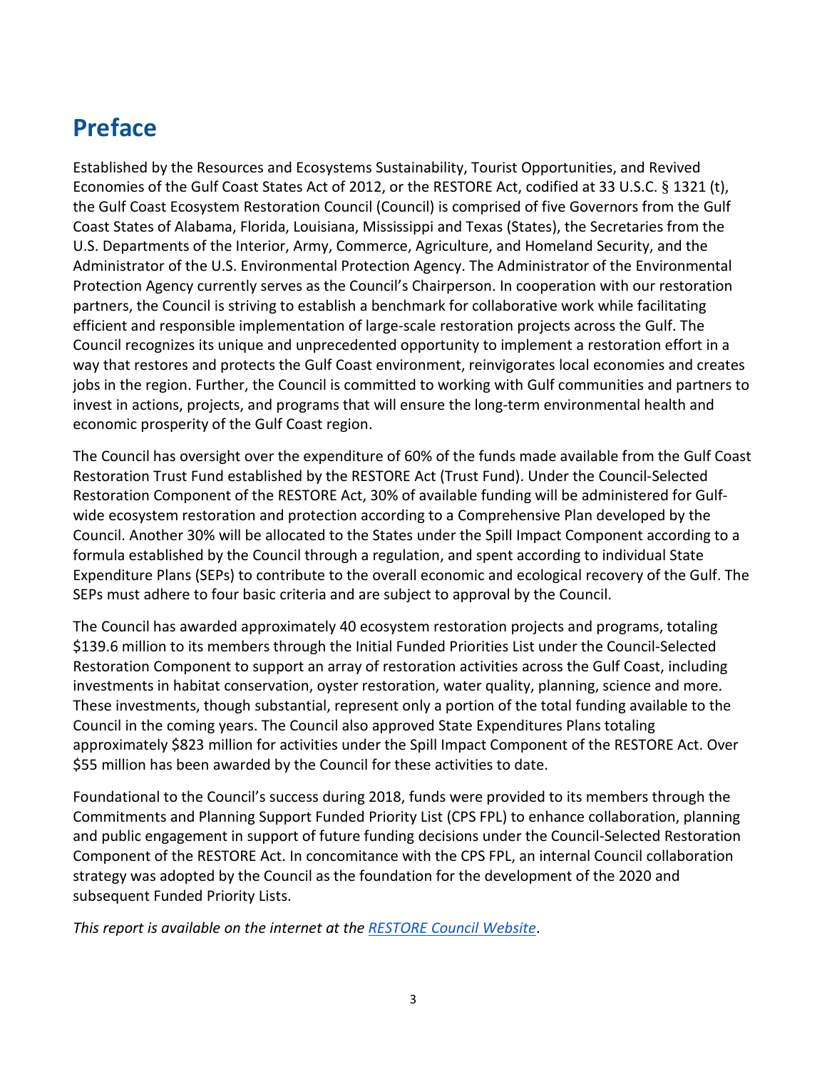# Preface

Established by the Resources and Ecosystems Sustainability, Tourist Opportunities, and Revived Economies of the Gulf Coast States Act of 2012, or the RESTORE Act, codified at 33 U.S.C. § 1321 (t), the Gulf Coast Ecosystem Restoration Council (Council) is comprised of five Governors from the Gulf Coast States of Alabama, Florida, Louisiana, Mississippi and Texas (States), the Secretaries from the U.S. Departments of the Interior, Army, Commerce, Agriculture, and Homeland Security, and the Administrator of the U.S. Environmental Protection Agency. The Administrator of the Environmental Protection Agency currently serves as the Council's Chairperson. In cooperation with our restoration partners, the Council is striving to establish a benchmark for collaborative work while facilitating efficient and responsible implementation of large-scale restoration projects across the Gulf. The Council recognizes its unique and unprecedented opportunity to implement a restoration effort in a way that restores and protects the Gulf Coast environment, reinvigorates local economies and creates jobs in the region. Further, the Council is committed to working with Gulf communities and partners to invest in actions, projects, and programs that will ensure the long-term environmental health and economic prosperity of the Gulf Coast region.

The Council has oversight over the expenditure of 60% of the funds made available from the Gulf Coast Restoration Trust Fund established by the RESTORE Act (Trust Fund). Under the Council-Selected Restoration Component of the RESTORE Act, 30% of available funding will be administered for Gulf-wide ecosystem restoration and protection according to a Comprehensive Plan developed by the Council. Another 30% will be allocated to the States under the Spill Impact Component according to a formula established by the Council through a regulation, and spent according to individual State Expenditure Plans (SEPs) to contribute to the overall economic and ecological recovery of the Gulf. The SEPs must adhere to four basic criteria and are subject to approval by the Council.

The Council has awarded approximately 40 ecosystem restoration projects and programs, totaling $139.6 million to its members through the Initial Funded Priorities List under the Council-Selected Restoration Component to support an array of restoration activities across the Gulf Coast, including investments in habitat conservation, oyster restoration, water quality, planning, science and more. These investments, though substantial, represent only a portion of the total funding available to the Council in the coming years. The Council also approved State Expenditures Plans totaling approximately $823 million for activities under the Spill Impact Component of the RESTORE Act. Over $55 million has been awarded by the Council for these activities to date.

Foundational to the Council's success during 2018, funds were provided to its members through the Commitments and Planning Support Funded Priority List (CPS FPL) to enhance collaboration, planning and public engagement in support of future funding decisions under the Council-Selected Restoration Component of the RESTORE Act. In concomitance with the CPS FPL, an internal Council collaboration strategy was adopted by the Council as the foundation for the development of the 2020 and subsequent Funded Priority Lists.

*This report is available on the internet at the [RESTORE Council Website](RESTORE Council Website).*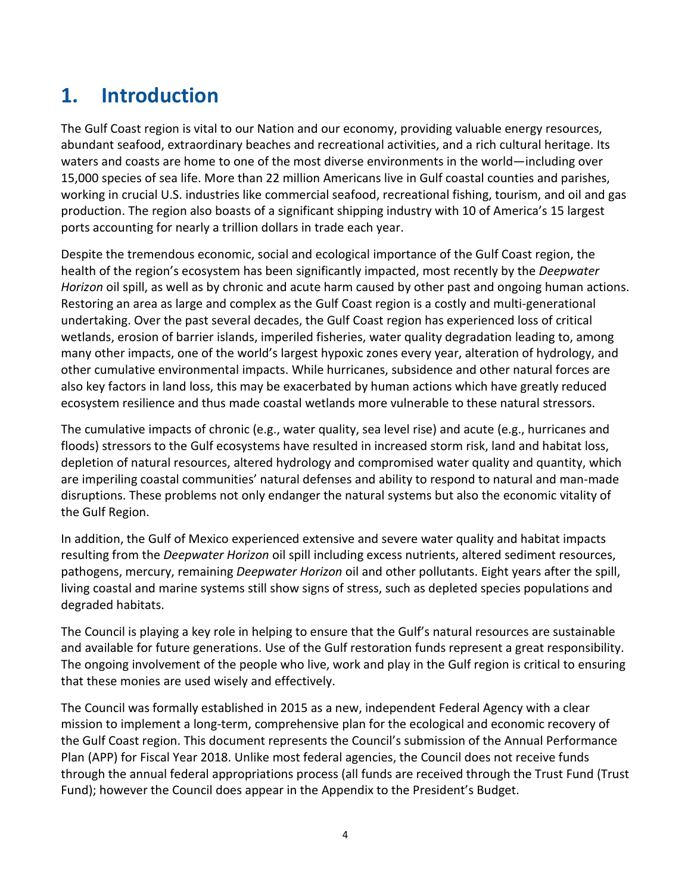# 1. Introduction

The Gulf Coast region is vital to our Nation and our economy, providing valuable energy resources, abundant seafood, extraordinary beaches and recreational activities, and a rich cultural heritage. Its waters and coasts are home to one of the most diverse environments in the world—including over 15,000 species of sea life. More than 22 million Americans live in Gulf coastal counties and parishes, working in crucial U.S. industries like commercial seafood, recreational fishing, tourism, and oil and gas production. The region also boasts of a significant shipping industry with 10 of America's 15 largest ports accounting for nearly a trillion dollars in trade each year.

Despite the tremendous economic, social and ecological importance of the Gulf Coast region, the health of the region's ecosystem has been significantly impacted, most recently by the *Deepwater Horizon* oil spill, as well as by chronic and acute harm caused by other past and ongoing human actions. Restoring an area as large and complex as the Gulf Coast region is a costly and multi-generational undertaking. Over the past several decades, the Gulf Coast region has experienced loss of critical wetlands, erosion of barrier islands, imperiled fisheries, water quality degradation leading to, among many other impacts, one of the world's largest hypoxic zones every year, alteration of hydrology, and other cumulative environmental impacts. While hurricanes, subsidence and other natural forces are also key factors in land loss, this may be exacerbated by human actions which have greatly reduced ecosystem resilience and thus made coastal wetlands more vulnerable to these natural stressors.

The cumulative impacts of chronic (e.g., water quality, sea level rise) and acute (e.g., hurricanes and floods) stressors to the Gulf ecosystems have resulted in increased storm risk, land and habitat loss, depletion of natural resources, altered hydrology and compromised water quality and quantity, which are imperiling coastal communities' natural defenses and ability to respond to natural and man-made disruptions. These problems not only endanger the natural systems but also the economic vitality of the Gulf Region.

In addition, the Gulf of Mexico experienced extensive and severe water quality and habitat impacts resulting from the *Deepwater Horizon* oil spill including excess nutrients, altered sediment resources, pathogens, mercury, remaining *Deepwater Horizon* oil and other pollutants. Eight years after the spill, living coastal and marine systems still show signs of stress, such as depleted species populations and degraded habitats.

The Council is playing a key role in helping to ensure that the Gulf's natural resources are sustainable and available for future generations. Use of the Gulf restoration funds represent a great responsibility. The ongoing involvement of the people who live, work and play in the Gulf region is critical to ensuring that these monies are used wisely and effectively.

The Council was formally established in 2015 as a new, independent Federal Agency with a clear mission to implement a long-term, comprehensive plan for the ecological and economic recovery of the Gulf Coast region. This document represents the Council's submission of the Annual Performance Plan (APP) for Fiscal Year 2018. Unlike most federal agencies, the Council does not receive funds through the annual federal appropriations process (all funds are received through the Trust Fund (Trust Fund); however the Council does appear in the Appendix to the President's Budget.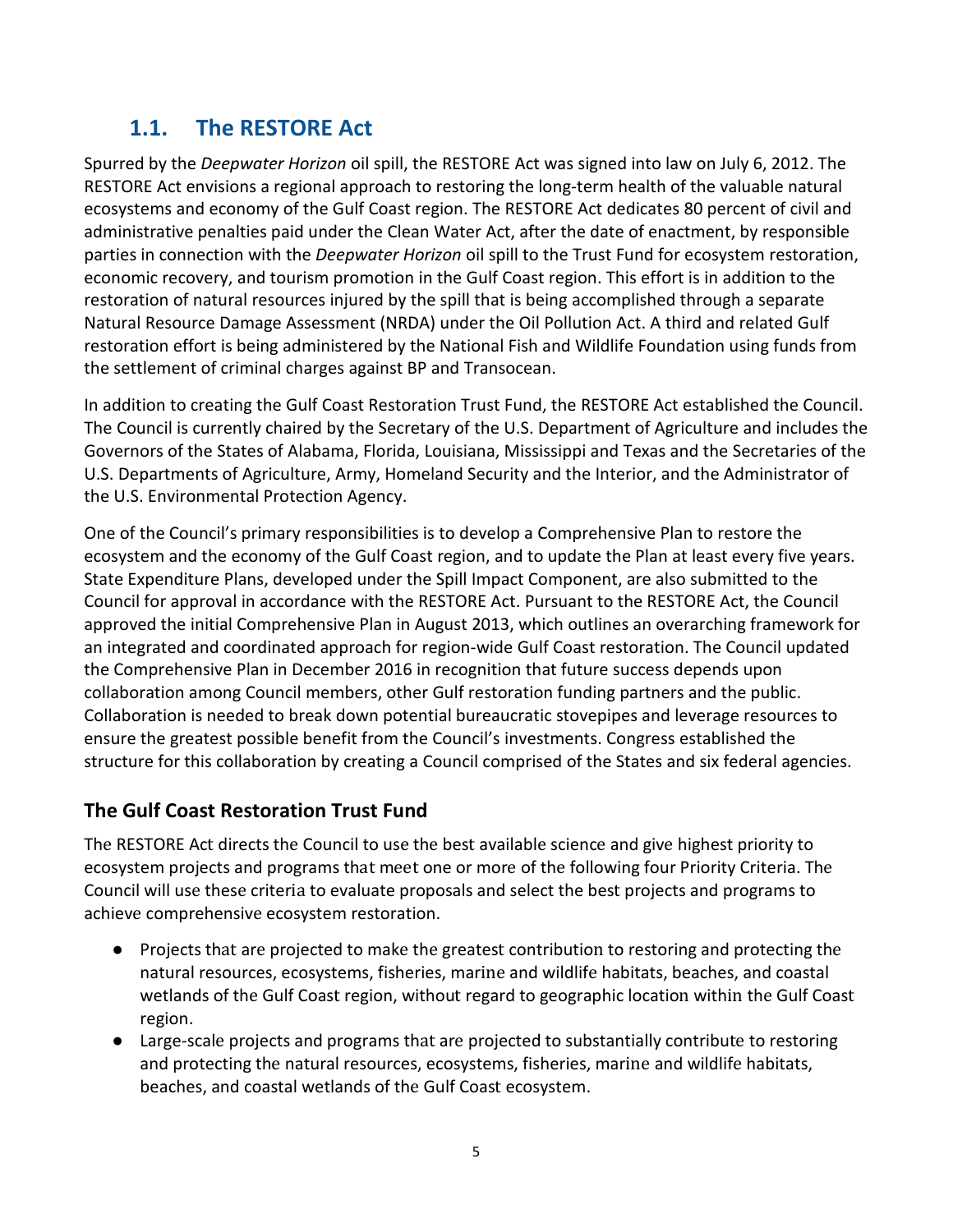## 1.1. The RESTORE Act

Spurred by the *Deepwater Horizon* oil spill, the RESTORE Act was signed into law on July 6, 2012. The RESTORE Act envisions a regional approach to restoring the long-term health of the valuable natural ecosystems and economy of the Gulf Coast region. The RESTORE Act dedicates 80 percent of civil and administrative penalties paid under the Clean Water Act, after the date of enactment, by responsible parties in connection with the *Deepwater Horizon* oil spill to the Trust Fund for ecosystem restoration, economic recovery, and tourism promotion in the Gulf Coast region. This effort is in addition to the restoration of natural resources injured by the spill that is being accomplished through a separate Natural Resource Damage Assessment (NRDA) under the Oil Pollution Act. A third and related Gulf restoration effort is being administered by the National Fish and Wildlife Foundation using funds from the settlement of criminal charges against BP and Transocean.

In addition to creating the Gulf Coast Restoration Trust Fund, the RESTORE Act established the Council. The Council is currently chaired by the Secretary of the U.S. Department of Agriculture and includes the Governors of the States of Alabama, Florida, Louisiana, Mississippi and Texas and the Secretaries of the U.S. Departments of Agriculture, Army, Homeland Security and the Interior, and the Administrator of the U.S. Environmental Protection Agency.

One of the Council's primary responsibilities is to develop a Comprehensive Plan to restore the ecosystem and the economy of the Gulf Coast region, and to update the Plan at least every five years. State Expenditure Plans, developed under the Spill Impact Component, are also submitted to the Council for approval in accordance with the RESTORE Act. Pursuant to the RESTORE Act, the Council approved the initial Comprehensive Plan in August 2013, which outlines an overarching framework for an integrated and coordinated approach for region-wide Gulf Coast restoration. The Council updated the Comprehensive Plan in December 2016 in recognition that future success depends upon collaboration among Council members, other Gulf restoration funding partners and the public. Collaboration is needed to break down potential bureaucratic stovepipes and leverage resources to ensure the greatest possible benefit from the Council's investments. Congress established the structure for this collaboration by creating a Council comprised of the States and six federal agencies.

### The Gulf Coast Restoration Trust Fund

The RESTORE Act directs the Council to use the best available science and give highest priority to ecosystem projects and programs that meet one or more of the following four Priority Criteria. The Council will use these criteria to evaluate proposals and select the best projects and programs to achieve comprehensive ecosystem restoration.

- Projects that are projected to make the greatest contribution to restoring and protecting the natural resources, ecosystems, fisheries, marine and wildlife habitats, beaches, and coastal wetlands of the Gulf Coast region, without regard to geographic location within the Gulf Coast region.
- Large-scale projects and programs that are projected to substantially contribute to restoring and protecting the natural resources, ecosystems, fisheries, marine and wildlife habitats, beaches, and coastal wetlands of the Gulf Coast ecosystem.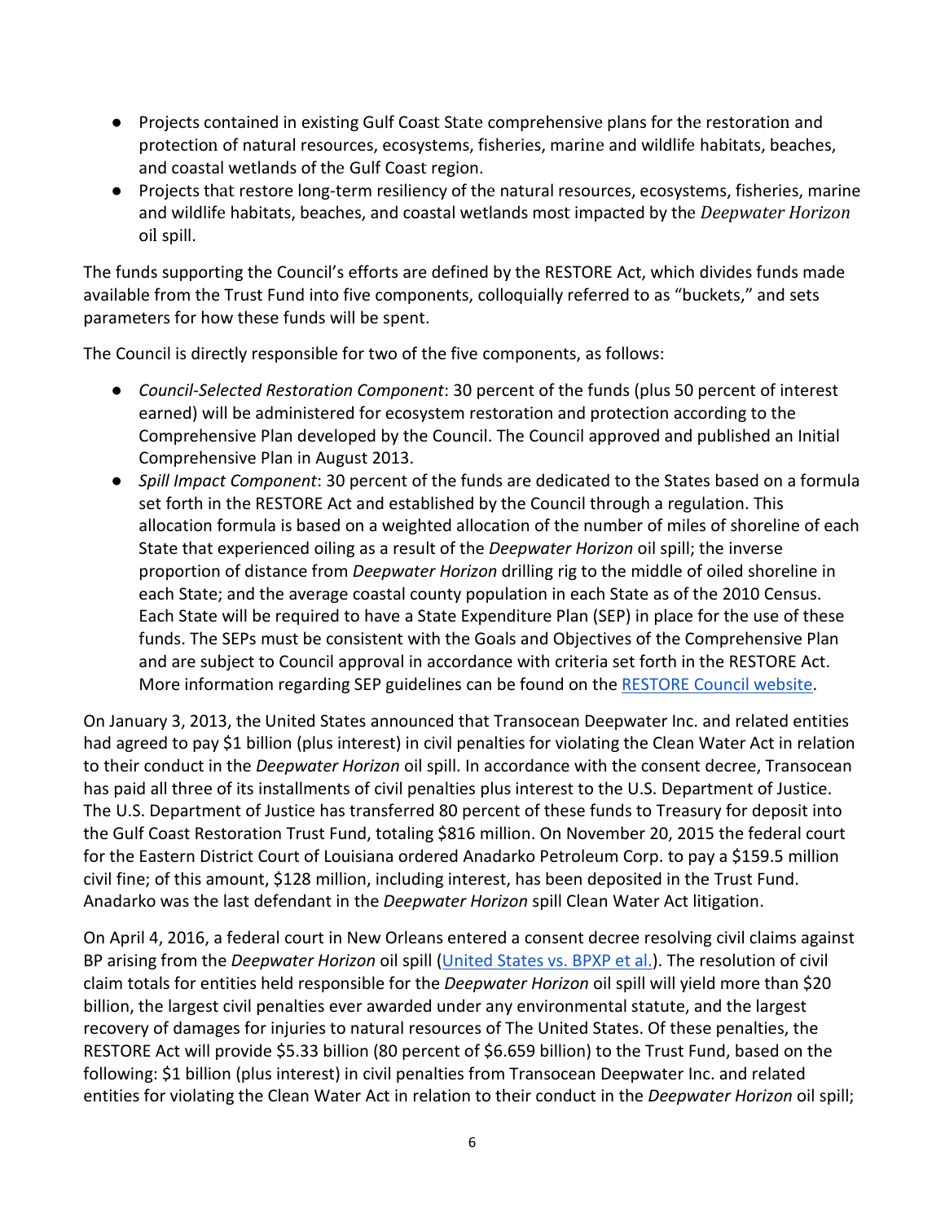- Projects contained in existing Gulf Coast State comprehensive plans for the restoration and protection of natural resources, ecosystems, fisheries, marine and wildlife habitats, beaches, and coastal wetlands of the Gulf Coast region.
- Projects that restore long-term resiliency of the natural resources, ecosystems, fisheries, marine and wildlife habitats, beaches, and coastal wetlands most impacted by the *Deepwater Horizon* oil spill.

The funds supporting the Council's efforts are defined by the RESTORE Act, which divides funds made available from the Trust Fund into five components, colloquially referred to as "buckets," and sets parameters for how these funds will be spent.

The Council is directly responsible for two of the five components, as follows:

- *Council-Selected Restoration Component*: 30 percent of the funds (plus 50 percent of interest earned) will be administered for ecosystem restoration and protection according to the Comprehensive Plan developed by the Council. The Council approved and published an Initial Comprehensive Plan in August 2013.
- *Spill Impact Component*: 30 percent of the funds are dedicated to the States based on a formula set forth in the RESTORE Act and established by the Council through a regulation. This allocation formula is based on a weighted allocation of the number of miles of shoreline of each State that experienced oiling as a result of the *Deepwater Horizon* oil spill; the inverse proportion of distance from *Deepwater Horizon* drilling rig to the middle of oiled shoreline in each State; and the average coastal county population in each State as of the 2010 Census. Each State will be required to have a State Expenditure Plan (SEP) in place for the use of these funds. The SEPs must be consistent with the Goals and Objectives of the Comprehensive Plan and are subject to Council approval in accordance with criteria set forth in the RESTORE Act. More information regarding SEP guidelines can be found on the [RESTORE Council website](RESTORE Council website).

On January 3, 2013, the United States announced that Transocean Deepwater Inc. and related entities had agreed to pay $1 billion (plus interest) in civil penalties for violating the Clean Water Act in relation to their conduct in the *Deepwater Horizon* oil spill. In accordance with the consent decree, Transocean has paid all three of its installments of civil penalties plus interest to the U.S. Department of Justice. The U.S. Department of Justice has transferred 80 percent of these funds to Treasury for deposit into the Gulf Coast Restoration Trust Fund, totaling $816 million. On November 20, 2015 the federal court for the Eastern District Court of Louisiana ordered Anadarko Petroleum Corp. to pay a $159.5 million civil fine; of this amount, $128 million, including interest, has been deposited in the Trust Fund. Anadarko was the last defendant in the *Deepwater Horizon* spill Clean Water Act litigation.

On April 4, 2016, a federal court in New Orleans entered a consent decree resolving civil claims against BP arising from the *Deepwater Horizon* oil spill ([United States vs. BPXP et al.](United States vs. BPXP et al.)). The resolution of civil claim totals for entities held responsible for the *Deepwater Horizon* oil spill will yield more than $20 billion, the largest civil penalties ever awarded under any environmental statute, and the largest recovery of damages for injuries to natural resources of The United States. Of these penalties, the RESTORE Act will provide $5.33 billion (80 percent of $6.659 billion) to the Trust Fund, based on the following: $1 billion (plus interest) in civil penalties from Transocean Deepwater Inc. and related entities for violating the Clean Water Act in relation to their conduct in the *Deepwater Horizon* oil spill;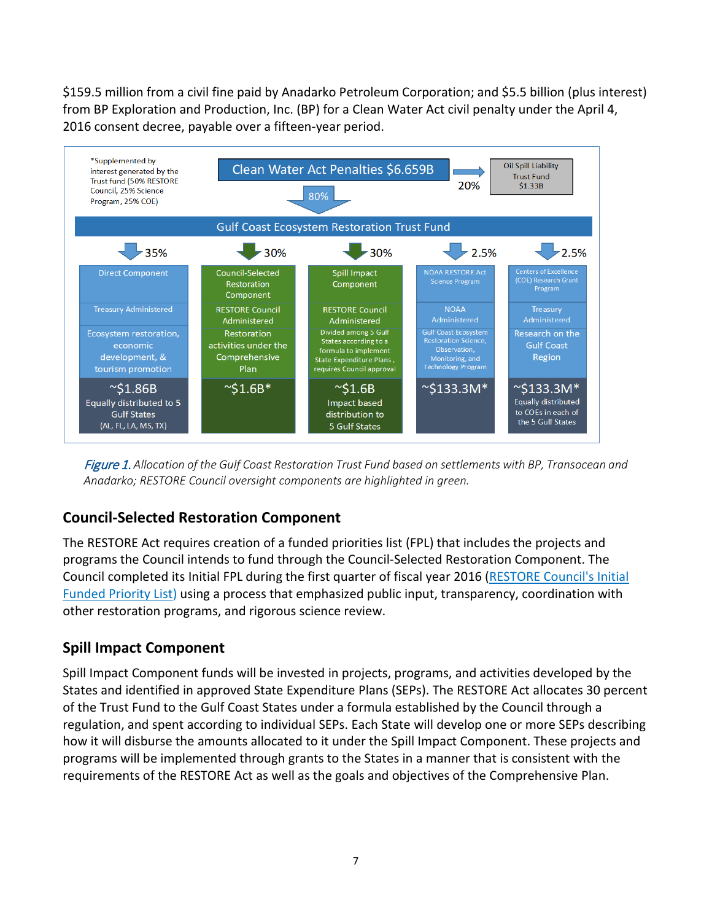$159.5 million from a civil fine paid by Anadarko Petroleum Corporation; and $5.5 billion (plus interest) from BP Exploration and Production, Inc. (BP) for a Clean Water Act civil penalty under the April 4, 2016 consent decree, payable over a fifteen-year period.

*Supplemented by interest generated by the Trust fund (50% RESTORE Council, 25% Science Program, 25% COE)

Clean Water Act Penalties $6.659B → 20% → Oil Spill Liability Trust Fund $1.33B

80% ↓

Gulf Coast Ecosystem Restoration Trust Fund

| 35% | 30% | 30% | 2.5% | 2.5% |
|---|---|---|---|---|
| Direct Component | Council-Selected Restoration Component | Spill Impact Component | NOAA RESTORE Act Science Program | Centers of Excellence (COE) Research Grant Program |
| Treasury Administered | RESTORE Council Administered | RESTORE Council Administered | NOAA Administered | Treasury Administered |
| Ecosystem restoration, economic development, & tourism promotion | Restoration activities under the Comprehensive Plan | Divided among 5 Gulf States according to a formula to implement State Expenditure Plans, requires Council approval | Gulf Coast Ecosystem Restoration Science, Observation, Monitoring, and Technology Program | Research on the Gulf Coast Region |
| ~$1.86B Equally distributed to 5 Gulf States (AL, FL, LA, MS, TX) | ~$1.6B* | ~$1.6B Impact based distribution to 5 Gulf States | ~$133.3M* | ~$133.3M* Equally distributed to COEs in each of the 5 Gulf States |

*Figure 1.* *Allocation of the Gulf Coast Restoration Trust Fund based on settlements with BP, Transocean and Anadarko; RESTORE Council oversight components are highlighted in green.*

## Council-Selected Restoration Component

The RESTORE Act requires creation of a funded priorities list (FPL) that includes the projects and programs the Council intends to fund through the Council-Selected Restoration Component. The Council completed its Initial FPL during the first quarter of fiscal year 2016 (RESTORE Council's Initial Funded Priority List) using a process that emphasized public input, transparency, coordination with other restoration programs, and rigorous science review.

## Spill Impact Component

Spill Impact Component funds will be invested in projects, programs, and activities developed by the States and identified in approved State Expenditure Plans (SEPs). The RESTORE Act allocates 30 percent of the Trust Fund to the Gulf Coast States under a formula established by the Council through a regulation, and spent according to individual SEPs. Each State will develop one or more SEPs describing how it will disburse the amounts allocated to it under the Spill Impact Component. These projects and programs will be implemented through grants to the States in a manner that is consistent with the requirements of the RESTORE Act as well as the goals and objectives of the Comprehensive Plan.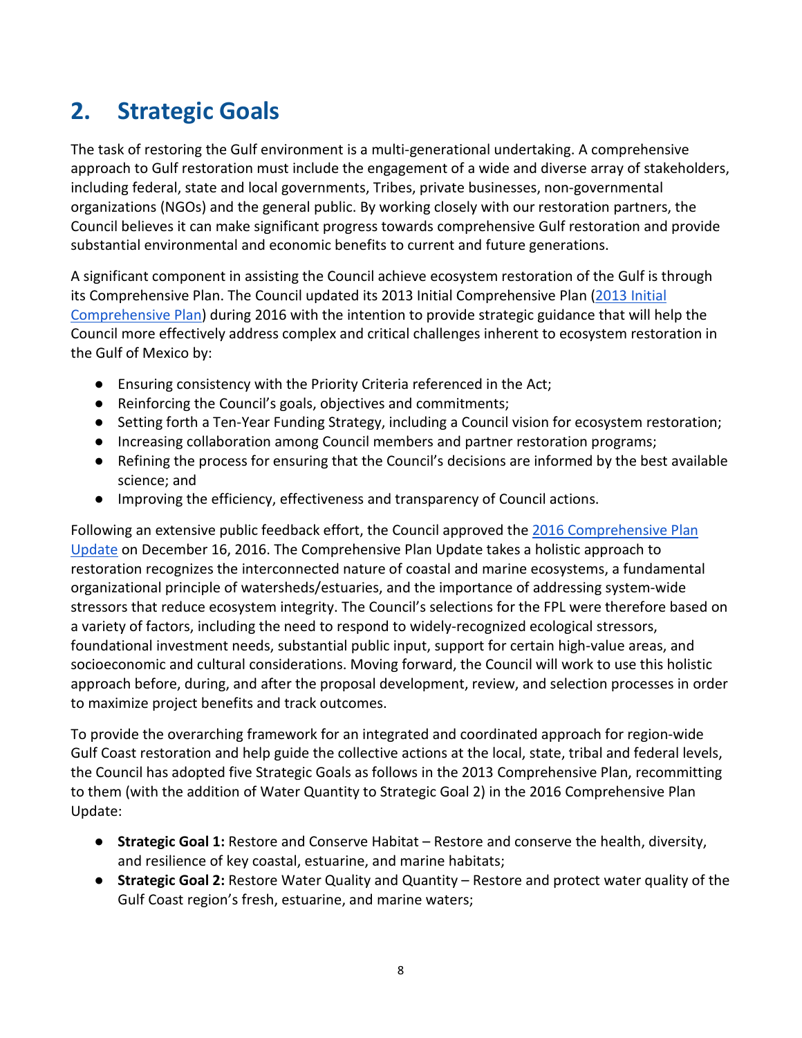## 2. Strategic Goals

The task of restoring the Gulf environment is a multi-generational undertaking. A comprehensive approach to Gulf restoration must include the engagement of a wide and diverse array of stakeholders, including federal, state and local governments, Tribes, private businesses, non-governmental organizations (NGOs) and the general public. By working closely with our restoration partners, the Council believes it can make significant progress towards comprehensive Gulf restoration and provide substantial environmental and economic benefits to current and future generations.

A significant component in assisting the Council achieve ecosystem restoration of the Gulf is through its Comprehensive Plan. The Council updated its 2013 Initial Comprehensive Plan (2013 Initial Comprehensive Plan) during 2016 with the intention to provide strategic guidance that will help the Council more effectively address complex and critical challenges inherent to ecosystem restoration in the Gulf of Mexico by:

- Ensuring consistency with the Priority Criteria referenced in the Act;
- Reinforcing the Council's goals, objectives and commitments;
- Setting forth a Ten-Year Funding Strategy, including a Council vision for ecosystem restoration;
- Increasing collaboration among Council members and partner restoration programs;
- Refining the process for ensuring that the Council's decisions are informed by the best available science; and
- Improving the efficiency, effectiveness and transparency of Council actions.

Following an extensive public feedback effort, the Council approved the 2016 Comprehensive Plan Update on December 16, 2016. The Comprehensive Plan Update takes a holistic approach to restoration recognizes the interconnected nature of coastal and marine ecosystems, a fundamental organizational principle of watersheds/estuaries, and the importance of addressing system-wide stressors that reduce ecosystem integrity. The Council's selections for the FPL were therefore based on a variety of factors, including the need to respond to widely-recognized ecological stressors, foundational investment needs, substantial public input, support for certain high-value areas, and socioeconomic and cultural considerations. Moving forward, the Council will work to use this holistic approach before, during, and after the proposal development, review, and selection processes in order to maximize project benefits and track outcomes.

To provide the overarching framework for an integrated and coordinated approach for region-wide Gulf Coast restoration and help guide the collective actions at the local, state, tribal and federal levels, the Council has adopted five Strategic Goals as follows in the 2013 Comprehensive Plan, recommitting to them (with the addition of Water Quantity to Strategic Goal 2) in the 2016 Comprehensive Plan Update:

- **Strategic Goal 1:** Restore and Conserve Habitat – Restore and conserve the health, diversity, and resilience of key coastal, estuarine, and marine habitats;
- **Strategic Goal 2:** Restore Water Quality and Quantity – Restore and protect water quality of the Gulf Coast region's fresh, estuarine, and marine waters;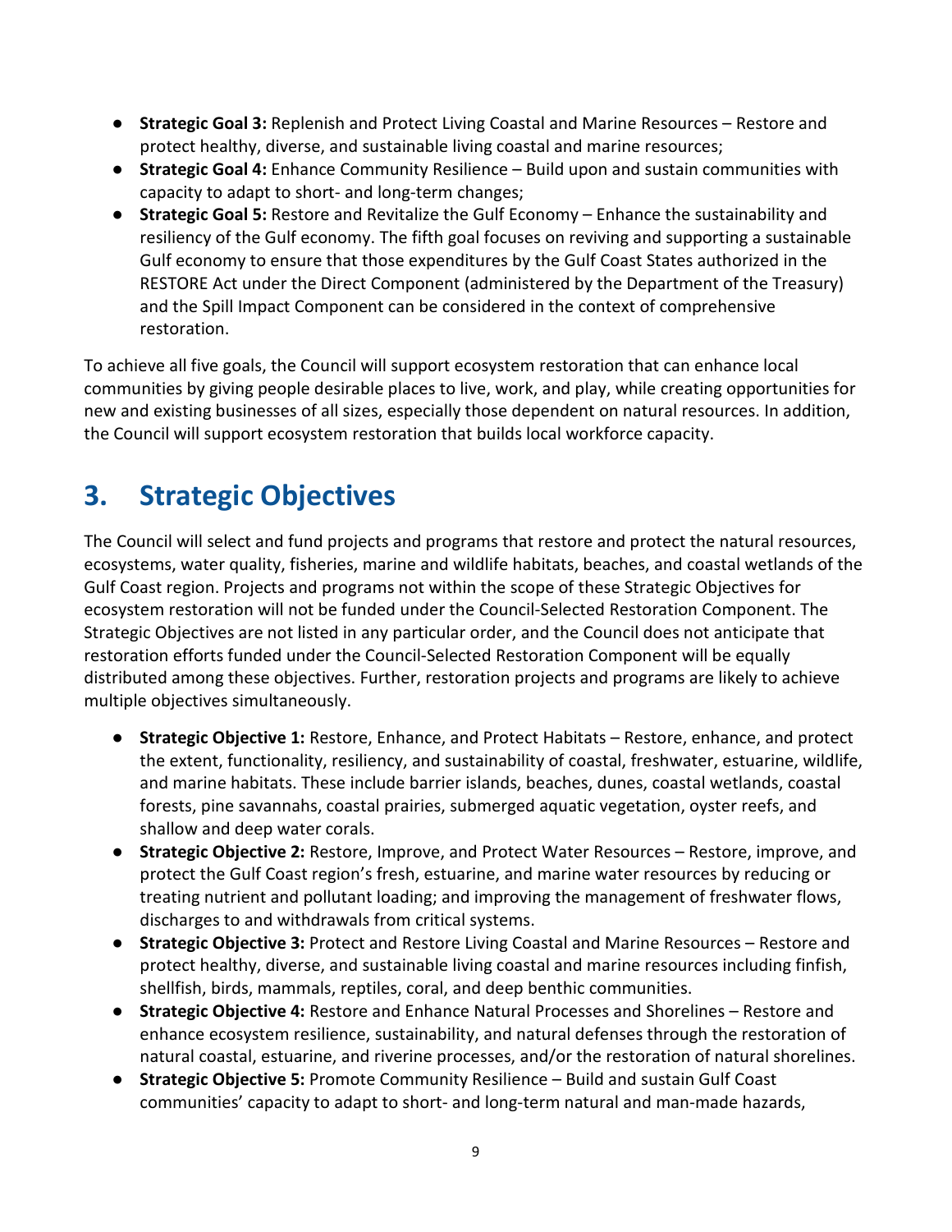- **Strategic Goal 3:** Replenish and Protect Living Coastal and Marine Resources – Restore and protect healthy, diverse, and sustainable living coastal and marine resources;
- **Strategic Goal 4:** Enhance Community Resilience – Build upon and sustain communities with capacity to adapt to short- and long-term changes;
- **Strategic Goal 5:** Restore and Revitalize the Gulf Economy – Enhance the sustainability and resiliency of the Gulf economy. The fifth goal focuses on reviving and supporting a sustainable Gulf economy to ensure that those expenditures by the Gulf Coast States authorized in the RESTORE Act under the Direct Component (administered by the Department of the Treasury) and the Spill Impact Component can be considered in the context of comprehensive restoration.

To achieve all five goals, the Council will support ecosystem restoration that can enhance local communities by giving people desirable places to live, work, and play, while creating opportunities for new and existing businesses of all sizes, especially those dependent on natural resources. In addition, the Council will support ecosystem restoration that builds local workforce capacity.

# 3. Strategic Objectives

The Council will select and fund projects and programs that restore and protect the natural resources, ecosystems, water quality, fisheries, marine and wildlife habitats, beaches, and coastal wetlands of the Gulf Coast region. Projects and programs not within the scope of these Strategic Objectives for ecosystem restoration will not be funded under the Council-Selected Restoration Component. The Strategic Objectives are not listed in any particular order, and the Council does not anticipate that restoration efforts funded under the Council-Selected Restoration Component will be equally distributed among these objectives. Further, restoration projects and programs are likely to achieve multiple objectives simultaneously.

- **Strategic Objective 1:** Restore, Enhance, and Protect Habitats – Restore, enhance, and protect the extent, functionality, resiliency, and sustainability of coastal, freshwater, estuarine, wildlife, and marine habitats. These include barrier islands, beaches, dunes, coastal wetlands, coastal forests, pine savannahs, coastal prairies, submerged aquatic vegetation, oyster reefs, and shallow and deep water corals.
- **Strategic Objective 2:** Restore, Improve, and Protect Water Resources – Restore, improve, and protect the Gulf Coast region's fresh, estuarine, and marine water resources by reducing or treating nutrient and pollutant loading; and improving the management of freshwater flows, discharges to and withdrawals from critical systems.
- **Strategic Objective 3:** Protect and Restore Living Coastal and Marine Resources – Restore and protect healthy, diverse, and sustainable living coastal and marine resources including finfish, shellfish, birds, mammals, reptiles, coral, and deep benthic communities.
- **Strategic Objective 4:** Restore and Enhance Natural Processes and Shorelines – Restore and enhance ecosystem resilience, sustainability, and natural defenses through the restoration of natural coastal, estuarine, and riverine processes, and/or the restoration of natural shorelines.
- **Strategic Objective 5:** Promote Community Resilience – Build and sustain Gulf Coast communities' capacity to adapt to short- and long-term natural and man-made hazards,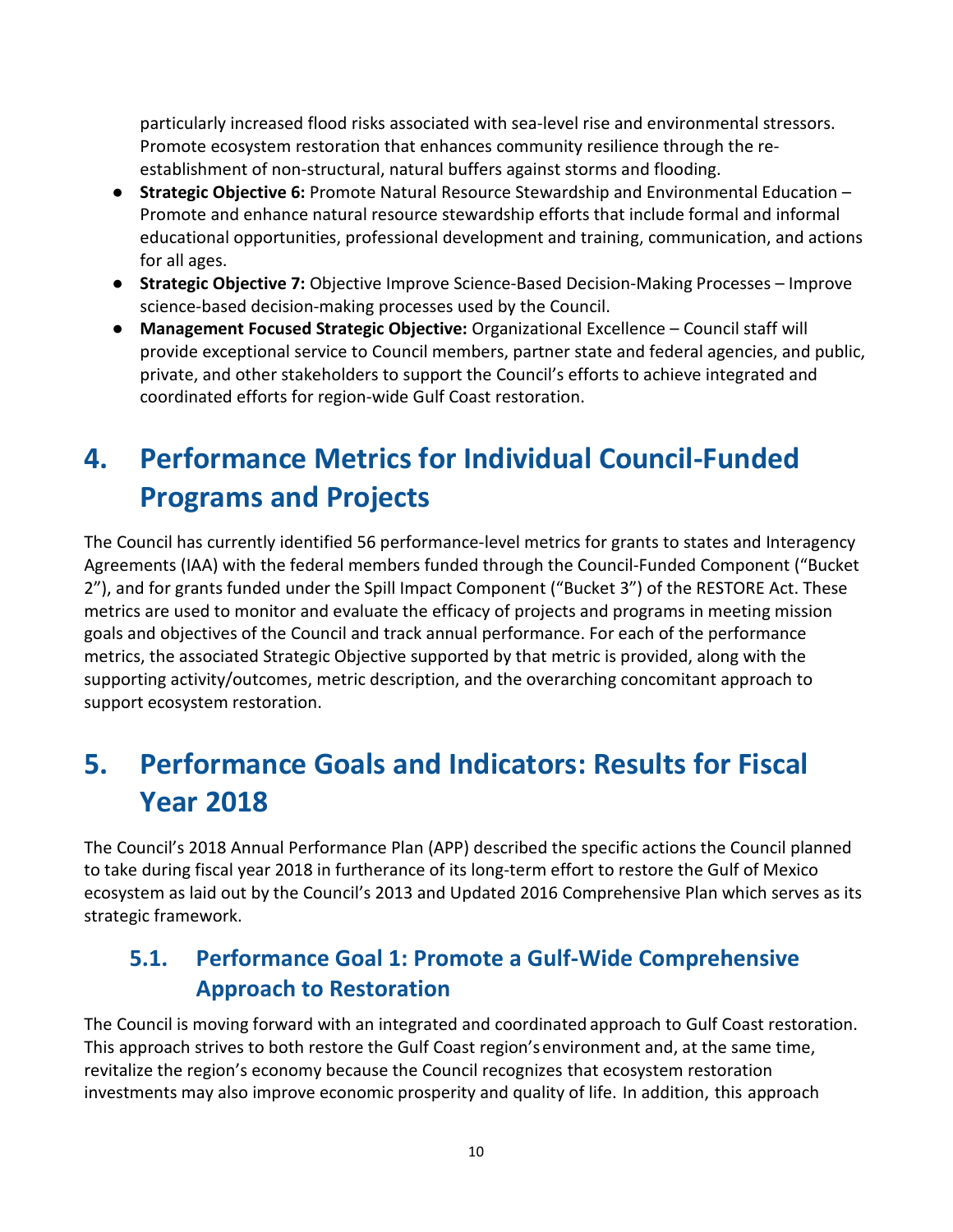particularly increased flood risks associated with sea-level rise and environmental stressors. Promote ecosystem restoration that enhances community resilience through the re-establishment of non-structural, natural buffers against storms and flooding.

- **Strategic Objective 6:** Promote Natural Resource Stewardship and Environmental Education – Promote and enhance natural resource stewardship efforts that include formal and informal educational opportunities, professional development and training, communication, and actions for all ages.
- **Strategic Objective 7:** Objective Improve Science-Based Decision-Making Processes – Improve science-based decision-making processes used by the Council.
- **Management Focused Strategic Objective:** Organizational Excellence – Council staff will provide exceptional service to Council members, partner state and federal agencies, and public, private, and other stakeholders to support the Council's efforts to achieve integrated and coordinated efforts for region-wide Gulf Coast restoration.

# 4. Performance Metrics for Individual Council-Funded Programs and Projects

The Council has currently identified 56 performance-level metrics for grants to states and Interagency Agreements (IAA) with the federal members funded through the Council-Funded Component ("Bucket 2"), and for grants funded under the Spill Impact Component ("Bucket 3") of the RESTORE Act. These metrics are used to monitor and evaluate the efficacy of projects and programs in meeting mission goals and objectives of the Council and track annual performance. For each of the performance metrics, the associated Strategic Objective supported by that metric is provided, along with the supporting activity/outcomes, metric description, and the overarching concomitant approach to support ecosystem restoration.

# 5. Performance Goals and Indicators: Results for Fiscal Year 2018

The Council's 2018 Annual Performance Plan (APP) described the specific actions the Council planned to take during fiscal year 2018 in furtherance of its long-term effort to restore the Gulf of Mexico ecosystem as laid out by the Council's 2013 and Updated 2016 Comprehensive Plan which serves as its strategic framework.

## 5.1. Performance Goal 1: Promote a Gulf-Wide Comprehensive Approach to Restoration

The Council is moving forward with an integrated and coordinated approach to Gulf Coast restoration. This approach strives to both restore the Gulf Coast region's environment and, at the same time, revitalize the region's economy because the Council recognizes that ecosystem restoration investments may also improve economic prosperity and quality of life. In addition, this approach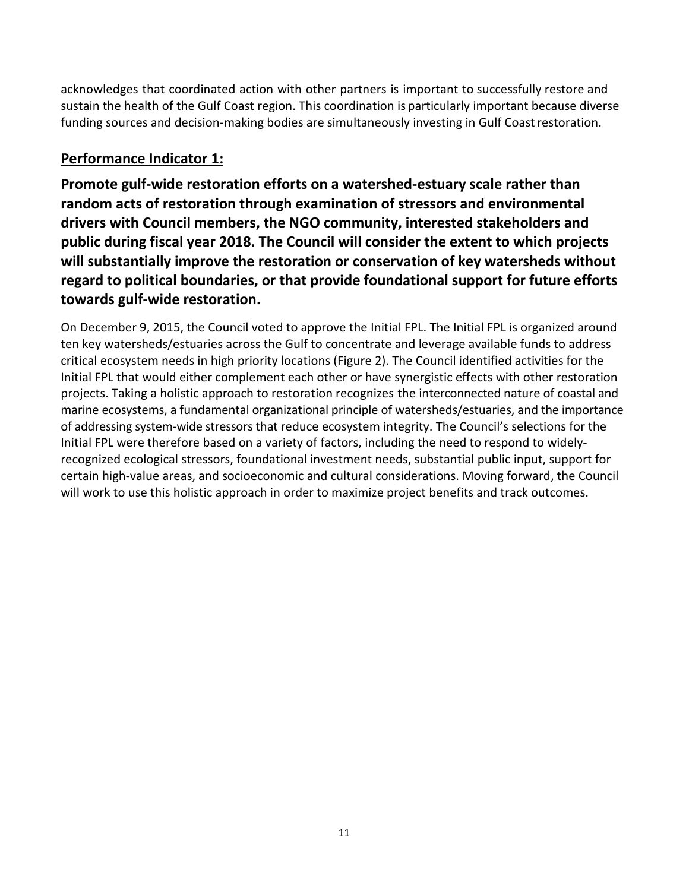acknowledges that coordinated action with other partners is important to successfully restore and sustain the health of the Gulf Coast region. This coordination is particularly important because diverse funding sources and decision-making bodies are simultaneously investing in Gulf Coast restoration.

## Performance Indicator 1:

### Promote gulf-wide restoration efforts on a watershed-estuary scale rather than random acts of restoration through examination of stressors and environmental drivers with Council members, the NGO community, interested stakeholders and public during fiscal year 2018. The Council will consider the extent to which projects will substantially improve the restoration or conservation of key watersheds without regard to political boundaries, or that provide foundational support for future efforts towards gulf-wide restoration.

On December 9, 2015, the Council voted to approve the Initial FPL. The Initial FPL is organized around ten key watersheds/estuaries across the Gulf to concentrate and leverage available funds to address critical ecosystem needs in high priority locations (Figure 2). The Council identified activities for the Initial FPL that would either complement each other or have synergistic effects with other restoration projects. Taking a holistic approach to restoration recognizes the interconnected nature of coastal and marine ecosystems, a fundamental organizational principle of watersheds/estuaries, and the importance of addressing system-wide stressors that reduce ecosystem integrity. The Council's selections for the Initial FPL were therefore based on a variety of factors, including the need to respond to widely-recognized ecological stressors, foundational investment needs, substantial public input, support for certain high-value areas, and socioeconomic and cultural considerations. Moving forward, the Council will work to use this holistic approach in order to maximize project benefits and track outcomes.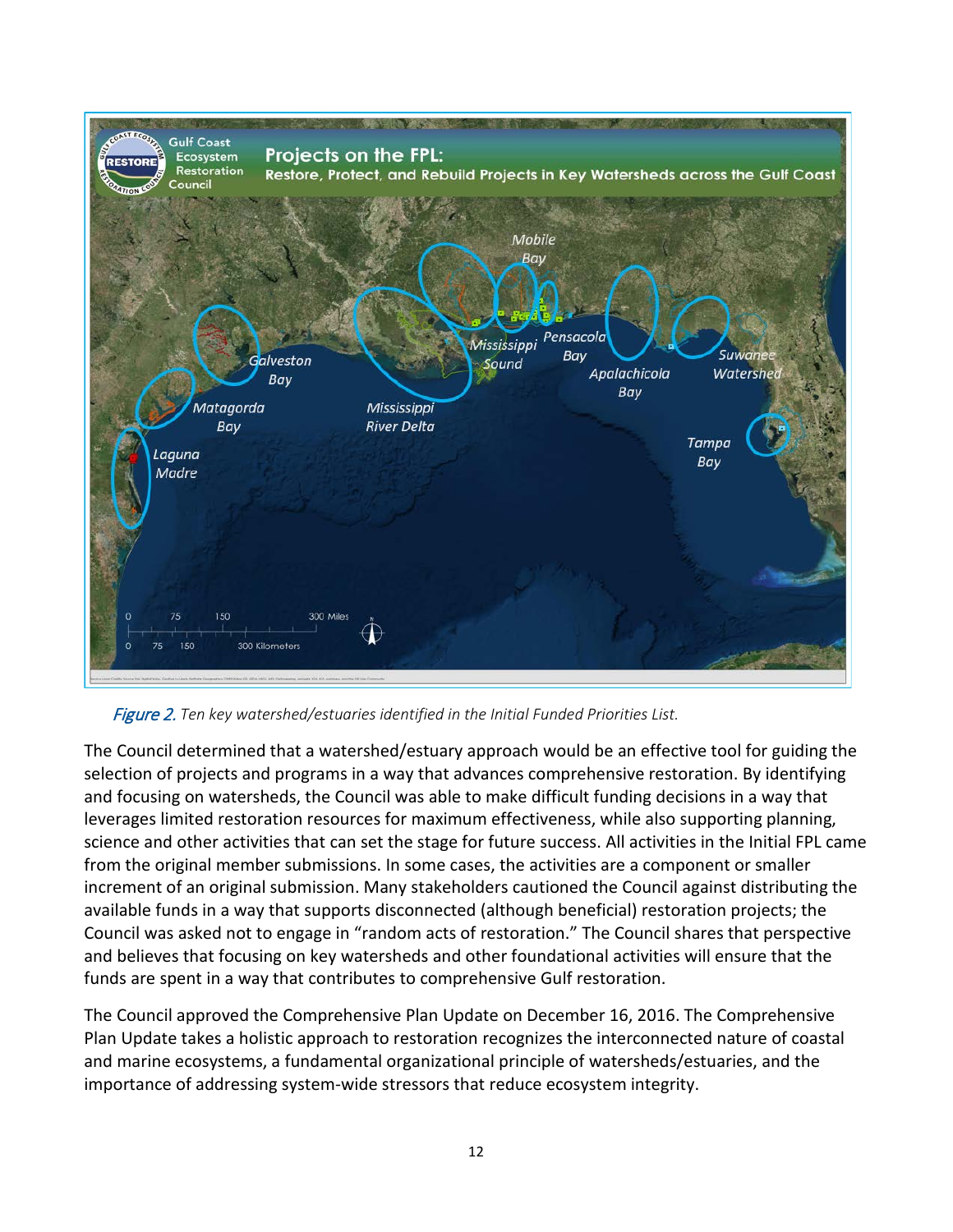*Figure 2. Ten key watershed/estuaries identified in the Initial Funded Priorities List.*

The Council determined that a watershed/estuary approach would be an effective tool for guiding the selection of projects and programs in a way that advances comprehensive restoration. By identifying and focusing on watersheds, the Council was able to make difficult funding decisions in a way that leverages limited restoration resources for maximum effectiveness, while also supporting planning, science and other activities that can set the stage for future success. All activities in the Initial FPL came from the original member submissions. In some cases, the activities are a component or smaller increment of an original submission. Many stakeholders cautioned the Council against distributing the available funds in a way that supports disconnected (although beneficial) restoration projects; the Council was asked not to engage in "random acts of restoration." The Council shares that perspective and believes that focusing on key watersheds and other foundational activities will ensure that the funds are spent in a way that contributes to comprehensive Gulf restoration.

The Council approved the Comprehensive Plan Update on December 16, 2016. The Comprehensive Plan Update takes a holistic approach to restoration recognizes the interconnected nature of coastal and marine ecosystems, a fundamental organizational principle of watersheds/estuaries, and the importance of addressing system-wide stressors that reduce ecosystem integrity.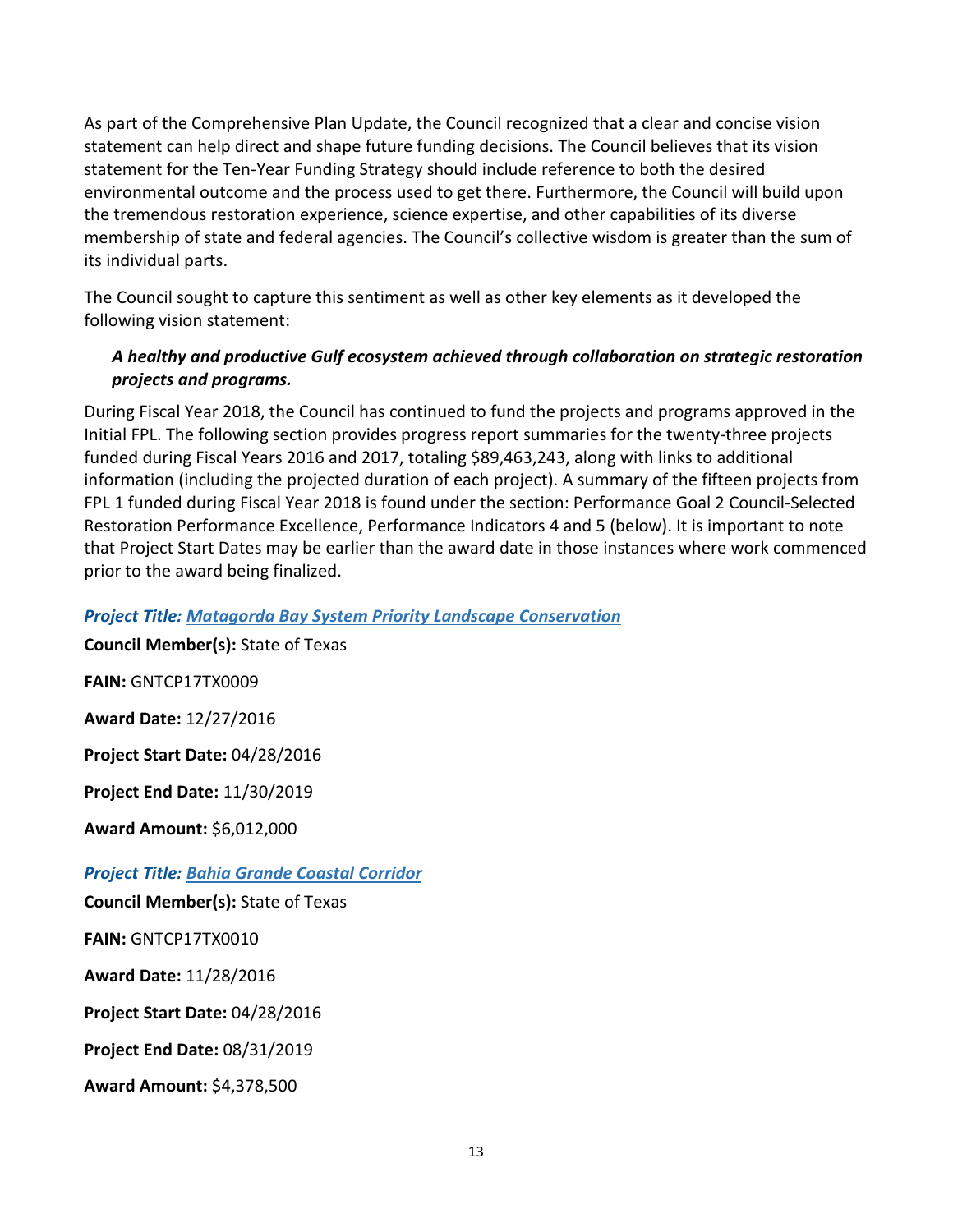As part of the Comprehensive Plan Update, the Council recognized that a clear and concise vision statement can help direct and shape future funding decisions. The Council believes that its vision statement for the Ten-Year Funding Strategy should include reference to both the desired environmental outcome and the process used to get there. Furthermore, the Council will build upon the tremendous restoration experience, science expertise, and other capabilities of its diverse membership of state and federal agencies. The Council's collective wisdom is greater than the sum of its individual parts.

The Council sought to capture this sentiment as well as other key elements as it developed the following vision statement:

> ***A healthy and productive Gulf ecosystem achieved through collaboration on strategic restoration projects and programs.***

During Fiscal Year 2018, the Council has continued to fund the projects and programs approved in the Initial FPL. The following section provides progress report summaries for the twenty-three projects funded during Fiscal Years 2016 and 2017, totaling $89,463,243, along with links to additional information (including the projected duration of each project). A summary of the fifteen projects from FPL 1 funded during Fiscal Year 2018 is found under the section: Performance Goal 2 Council-Selected Restoration Performance Excellence, Performance Indicators 4 and 5 (below). It is important to note that Project Start Dates may be earlier than the award date in those instances where work commenced prior to the award being finalized.

***Project Title: Matagorda Bay System Priority Landscape Conservation***

**Council Member(s):** State of Texas

**FAIN:** GNTCP17TX0009

**Award Date:** 12/27/2016

**Project Start Date:** 04/28/2016

**Project End Date:** 11/30/2019

**Award Amount:** $6,012,000

***Project Title: Bahia Grande Coastal Corridor***

**Council Member(s):** State of Texas

**FAIN:** GNTCP17TX0010

**Award Date:** 11/28/2016

**Project Start Date:** 04/28/2016

**Project End Date:** 08/31/2019

**Award Amount:** $4,378,500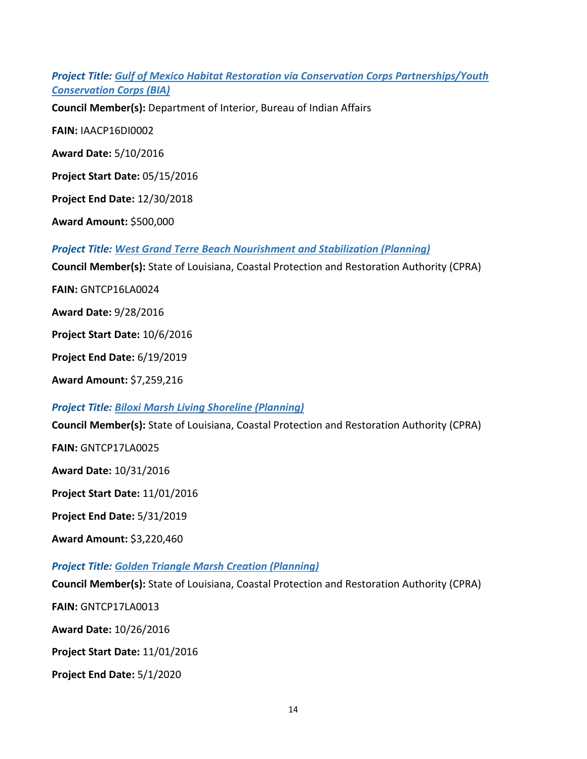***Project Title: Gulf of Mexico Habitat Restoration via Conservation Corps Partnerships/Youth Conservation Corps (BIA)***

**Council Member(s):** Department of Interior, Bureau of Indian Affairs

**FAIN:** IAACP16DI0002

**Award Date:** 5/10/2016

**Project Start Date:** 05/15/2016

**Project End Date:** 12/30/2018

**Award Amount:** $500,000

***Project Title: West Grand Terre Beach Nourishment and Stabilization (Planning)***

**Council Member(s):** State of Louisiana, Coastal Protection and Restoration Authority (CPRA)

**FAIN:** GNTCP16LA0024

**Award Date:** 9/28/2016

**Project Start Date:** 10/6/2016

**Project End Date:** 6/19/2019

**Award Amount:** $7,259,216

***Project Title: Biloxi Marsh Living Shoreline (Planning)***

**Council Member(s):** State of Louisiana, Coastal Protection and Restoration Authority (CPRA)

**FAIN:** GNTCP17LA0025

**Award Date:** 10/31/2016

**Project Start Date:** 11/01/2016

**Project End Date:** 5/31/2019

**Award Amount:** $3,220,460

***Project Title: Golden Triangle Marsh Creation (Planning)***

**Council Member(s):** State of Louisiana, Coastal Protection and Restoration Authority (CPRA)

**FAIN:** GNTCP17LA0013

**Award Date:** 10/26/2016

**Project Start Date:** 11/01/2016

**Project End Date:** 5/1/2020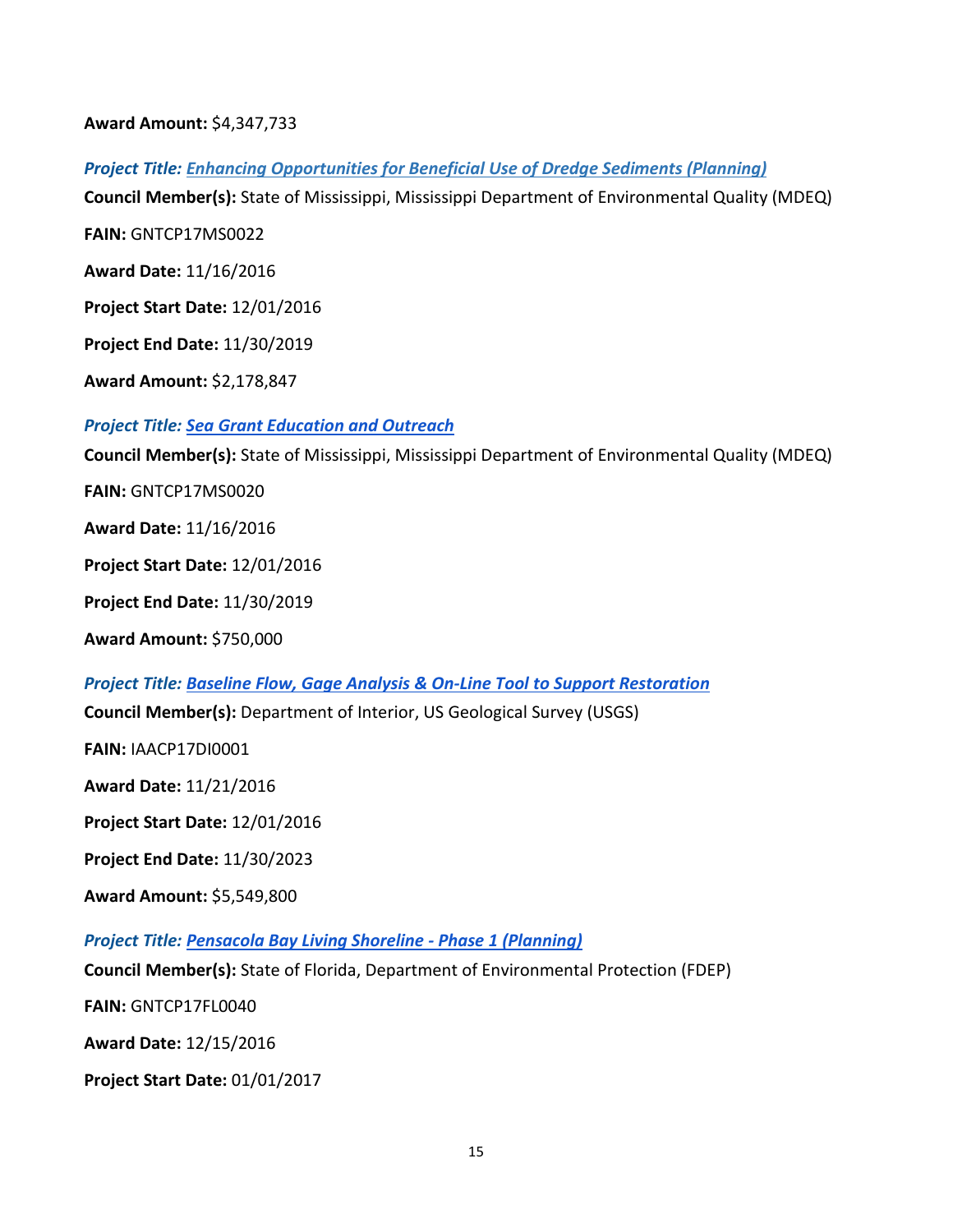**Award Amount:** $4,347,733

***Project Title: Enhancing Opportunities for Beneficial Use of Dredge Sediments (Planning)***

**Council Member(s):** State of Mississippi, Mississippi Department of Environmental Quality (MDEQ)

**FAIN:** GNTCP17MS0022

**Award Date:** 11/16/2016

**Project Start Date:** 12/01/2016

**Project End Date:** 11/30/2019

**Award Amount:** $2,178,847

***Project Title: Sea Grant Education and Outreach***

**Council Member(s):** State of Mississippi, Mississippi Department of Environmental Quality (MDEQ)

**FAIN:** GNTCP17MS0020

**Award Date:** 11/16/2016

**Project Start Date:** 12/01/2016

**Project End Date:** 11/30/2019

**Award Amount:** $750,000

***Project Title: Baseline Flow, Gage Analysis & On-Line Tool to Support Restoration***

**Council Member(s):** Department of Interior, US Geological Survey (USGS)

**FAIN:** IAACP17DI0001

**Award Date:** 11/21/2016

**Project Start Date:** 12/01/2016

**Project End Date:** 11/30/2023

**Award Amount:** $5,549,800

***Project Title: Pensacola Bay Living Shoreline - Phase 1 (Planning)***

**Council Member(s):** State of Florida, Department of Environmental Protection (FDEP)

**FAIN:** GNTCP17FL0040

**Award Date:** 12/15/2016

**Project Start Date:** 01/01/2017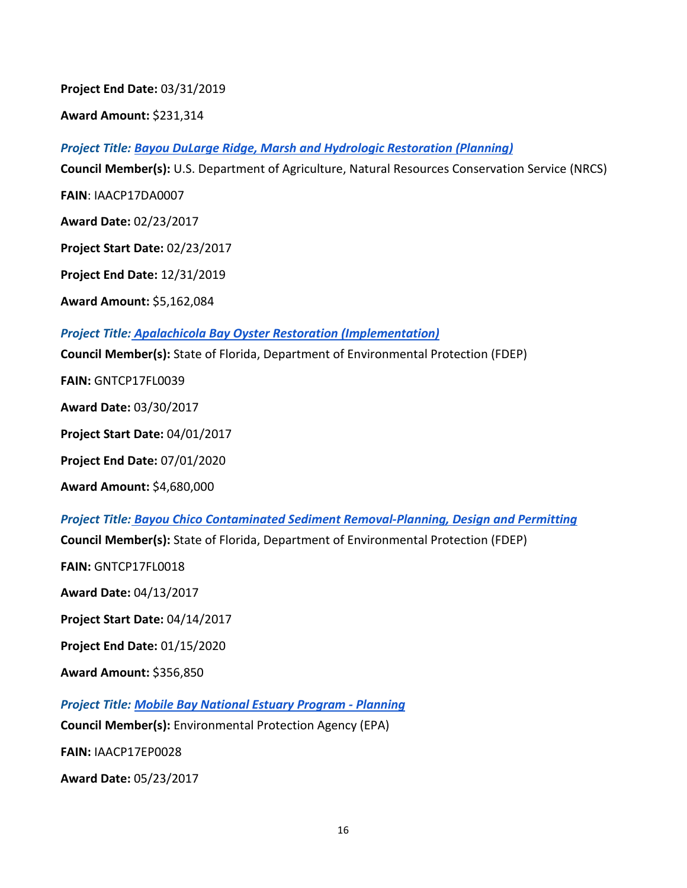**Project End Date:** 03/31/2019

**Award Amount:** $231,314

***Project Title: Bayou DuLarge Ridge, Marsh and Hydrologic Restoration (Planning)***

**Council Member(s):** U.S. Department of Agriculture, Natural Resources Conservation Service (NRCS)

**FAIN**: IAACP17DA0007

**Award Date:** 02/23/2017

**Project Start Date:** 02/23/2017

**Project End Date:** 12/31/2019

**Award Amount:** $5,162,084

***Project Title: Apalachicola Bay Oyster Restoration (Implementation)***

**Council Member(s):** State of Florida, Department of Environmental Protection (FDEP)

**FAIN:** GNTCP17FL0039

**Award Date:** 03/30/2017

**Project Start Date:** 04/01/2017

**Project End Date:** 07/01/2020

**Award Amount:** $4,680,000

***Project Title: Bayou Chico Contaminated Sediment Removal-Planning, Design and Permitting***

**Council Member(s):** State of Florida, Department of Environmental Protection (FDEP)

**FAIN:** GNTCP17FL0018

**Award Date:** 04/13/2017

**Project Start Date:** 04/14/2017

**Project End Date:** 01/15/2020

**Award Amount:** $356,850

***Project Title: Mobile Bay National Estuary Program - Planning***

**Council Member(s):** Environmental Protection Agency (EPA)

**FAIN:** IAACP17EP0028

**Award Date:** 05/23/2017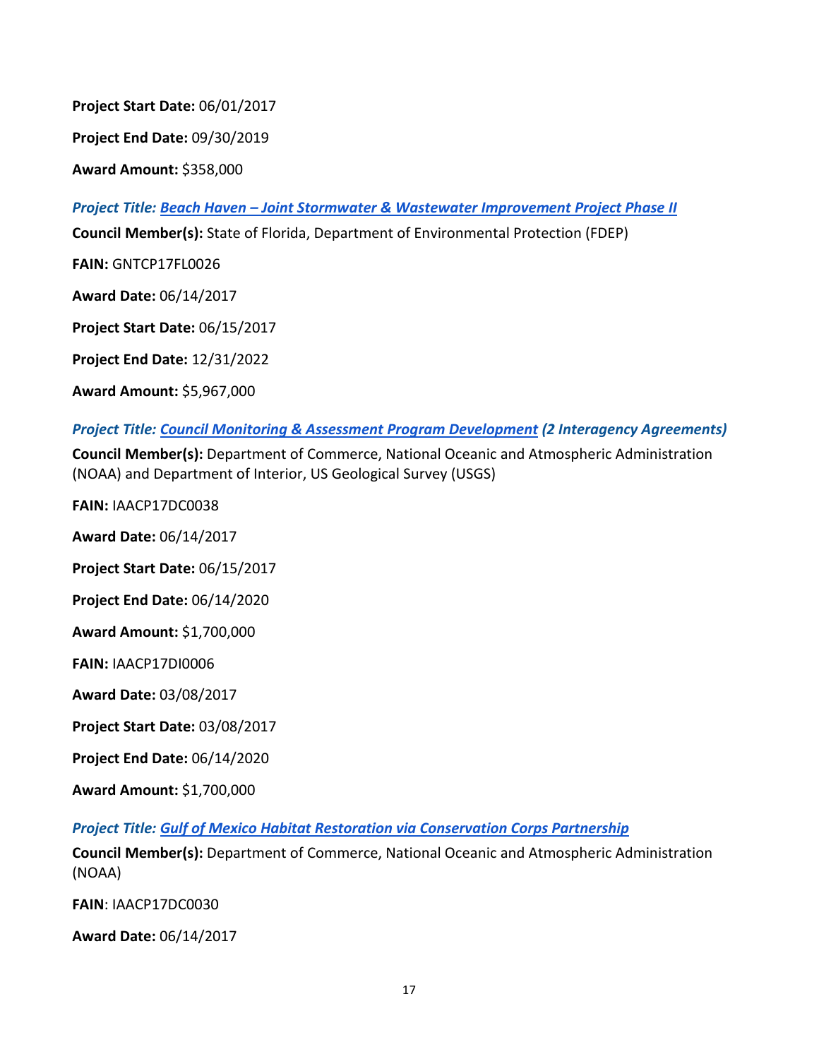**Project Start Date:** 06/01/2017

**Project End Date:** 09/30/2019

**Award Amount:** $358,000

***Project Title: Beach Haven – Joint Stormwater & Wastewater Improvement Project Phase II***

**Council Member(s):** State of Florida, Department of Environmental Protection (FDEP)

**FAIN:** GNTCP17FL0026

**Award Date:** 06/14/2017

**Project Start Date:** 06/15/2017

**Project End Date:** 12/31/2022

**Award Amount:** $5,967,000

***Project Title: Council Monitoring & Assessment Program Development (2 Interagency Agreements)***

**Council Member(s):** Department of Commerce, National Oceanic and Atmospheric Administration (NOAA) and Department of Interior, US Geological Survey (USGS)

**FAIN:** IAACP17DC0038

**Award Date:** 06/14/2017

**Project Start Date:** 06/15/2017

**Project End Date:** 06/14/2020

**Award Amount:** $1,700,000

**FAIN:** IAACP17DI0006

**Award Date:** 03/08/2017

**Project Start Date:** 03/08/2017

**Project End Date:** 06/14/2020

**Award Amount:** $1,700,000

***Project Title: Gulf of Mexico Habitat Restoration via Conservation Corps Partnership***

**Council Member(s):** Department of Commerce, National Oceanic and Atmospheric Administration (NOAA)

**FAIN**: IAACP17DC0030

**Award Date:** 06/14/2017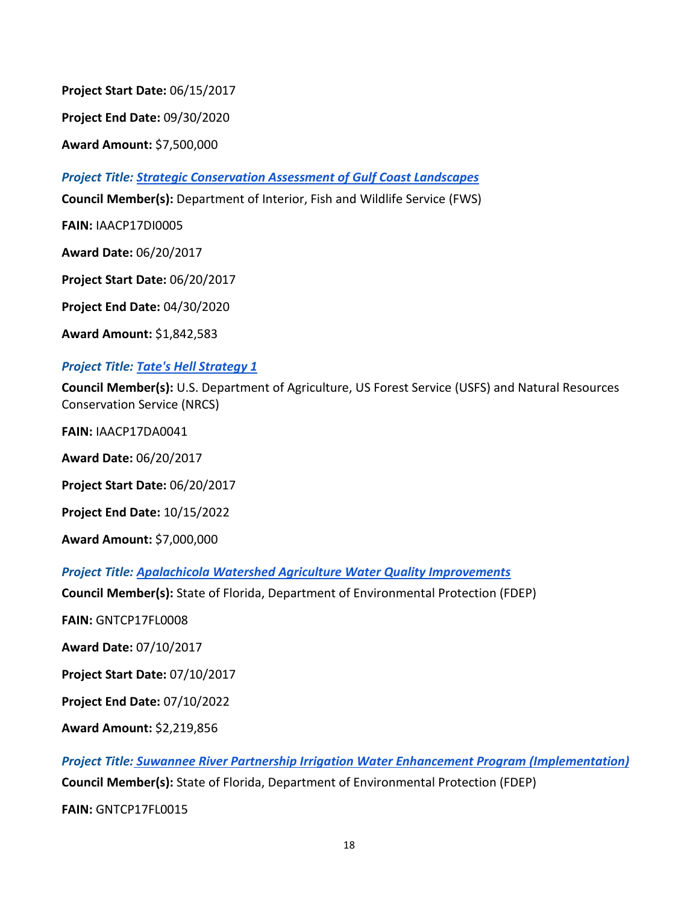**Project Start Date:** 06/15/2017

**Project End Date:** 09/30/2020

**Award Amount:** $7,500,000

***Project Title: Strategic Conservation Assessment of Gulf Coast Landscapes***

**Council Member(s):** Department of Interior, Fish and Wildlife Service (FWS)

**FAIN:** IAACP17DI0005

**Award Date:** 06/20/2017

**Project Start Date:** 06/20/2017

**Project End Date:** 04/30/2020

**Award Amount:** $1,842,583

***Project Title: Tate's Hell Strategy 1***

**Council Member(s):** U.S. Department of Agriculture, US Forest Service (USFS) and Natural Resources Conservation Service (NRCS)

**FAIN:** IAACP17DA0041

**Award Date:** 06/20/2017

**Project Start Date:** 06/20/2017

**Project End Date:** 10/15/2022

**Award Amount:** $7,000,000

***Project Title: Apalachicola Watershed Agriculture Water Quality Improvements***

**Council Member(s):** State of Florida, Department of Environmental Protection (FDEP)

**FAIN:** GNTCP17FL0008

**Award Date:** 07/10/2017

**Project Start Date:** 07/10/2017

**Project End Date:** 07/10/2022

**Award Amount:** $2,219,856

***Project Title: Suwannee River Partnership Irrigation Water Enhancement Program (Implementation)***

**Council Member(s):** State of Florida, Department of Environmental Protection (FDEP)

**FAIN:** GNTCP17FL0015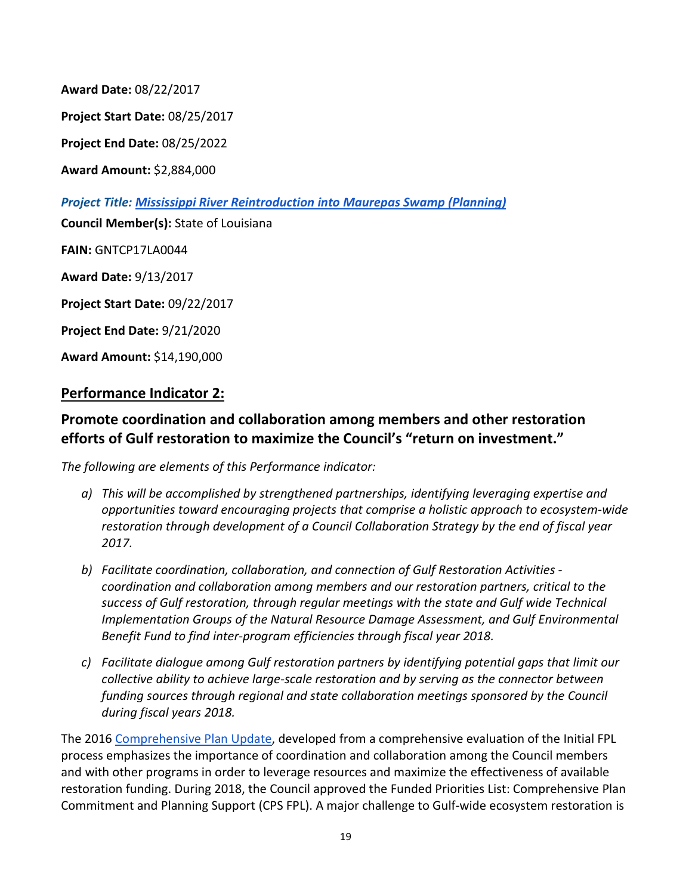**Award Date:** 08/22/2017

**Project Start Date:** 08/25/2017

**Project End Date:** 08/25/2022

**Award Amount:** $2,884,000

***Project Title: Mississippi River Reintroduction into Maurepas Swamp (Planning)***

**Council Member(s):** State of Louisiana

**FAIN:** GNTCP17LA0044

**Award Date:** 9/13/2017

**Project Start Date:** 09/22/2017

**Project End Date:** 9/21/2020

**Award Amount:** $14,190,000

## Performance Indicator 2:

## Promote coordination and collaboration among members and other restoration efforts of Gulf restoration to maximize the Council's "return on investment."

*The following are elements of this Performance indicator:*

a) *This will be accomplished by strengthened partnerships, identifying leveraging expertise and opportunities toward encouraging projects that comprise a holistic approach to ecosystem-wide restoration through development of a Council Collaboration Strategy by the end of fiscal year 2017.*

b) *Facilitate coordination, collaboration, and connection of Gulf Restoration Activities - coordination and collaboration among members and our restoration partners, critical to the success of Gulf restoration, through regular meetings with the state and Gulf wide Technical Implementation Groups of the Natural Resource Damage Assessment, and Gulf Environmental Benefit Fund to find inter-program efficiencies through fiscal year 2018.*

c) *Facilitate dialogue among Gulf restoration partners by identifying potential gaps that limit our collective ability to achieve large-scale restoration and by serving as the connector between funding sources through regional and state collaboration meetings sponsored by the Council during fiscal years 2018.*

The 2016 Comprehensive Plan Update, developed from a comprehensive evaluation of the Initial FPL process emphasizes the importance of coordination and collaboration among the Council members and with other programs in order to leverage resources and maximize the effectiveness of available restoration funding. During 2018, the Council approved the Funded Priorities List: Comprehensive Plan Commitment and Planning Support (CPS FPL). A major challenge to Gulf-wide ecosystem restoration is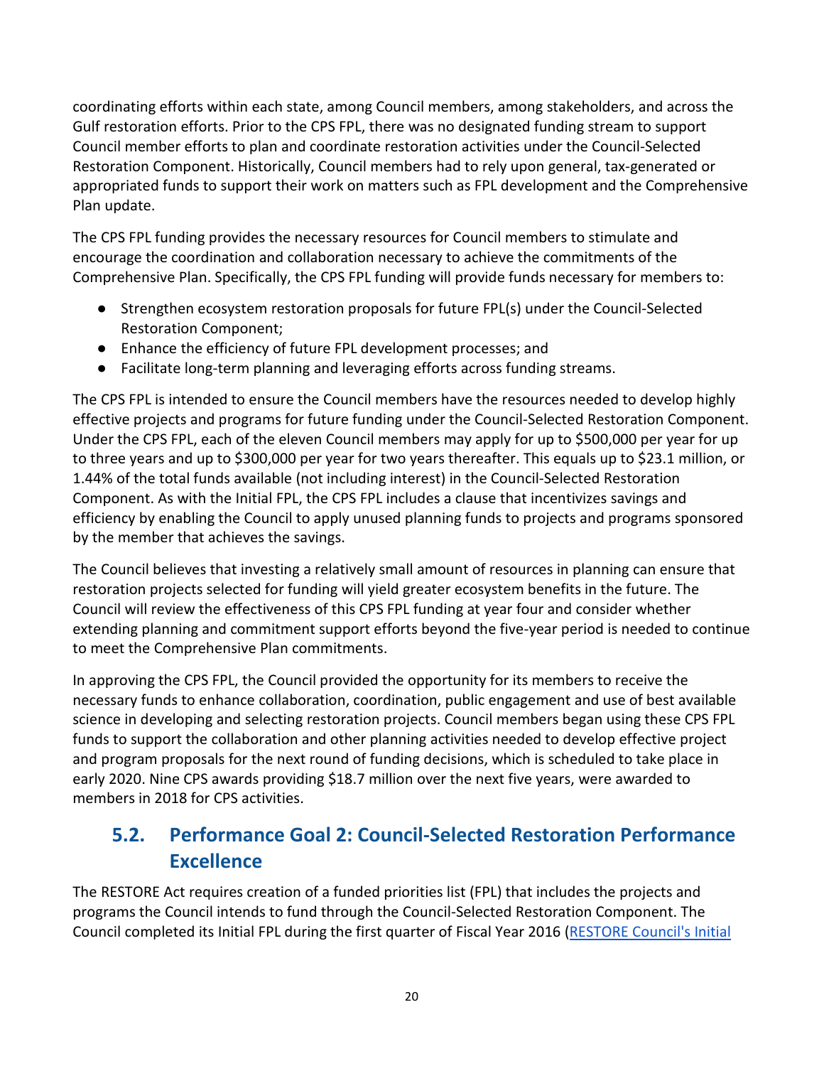coordinating efforts within each state, among Council members, among stakeholders, and across the Gulf restoration efforts. Prior to the CPS FPL, there was no designated funding stream to support Council member efforts to plan and coordinate restoration activities under the Council-Selected Restoration Component. Historically, Council members had to rely upon general, tax-generated or appropriated funds to support their work on matters such as FPL development and the Comprehensive Plan update.

The CPS FPL funding provides the necessary resources for Council members to stimulate and encourage the coordination and collaboration necessary to achieve the commitments of the Comprehensive Plan. Specifically, the CPS FPL funding will provide funds necessary for members to:

- Strengthen ecosystem restoration proposals for future FPL(s) under the Council-Selected Restoration Component;
- Enhance the efficiency of future FPL development processes; and
- Facilitate long-term planning and leveraging efforts across funding streams.

The CPS FPL is intended to ensure the Council members have the resources needed to develop highly effective projects and programs for future funding under the Council-Selected Restoration Component. Under the CPS FPL, each of the eleven Council members may apply for up to $500,000 per year for up to three years and up to $300,000 per year for two years thereafter. This equals up to $23.1 million, or 1.44% of the total funds available (not including interest) in the Council-Selected Restoration Component. As with the Initial FPL, the CPS FPL includes a clause that incentivizes savings and efficiency by enabling the Council to apply unused planning funds to projects and programs sponsored by the member that achieves the savings.

The Council believes that investing a relatively small amount of resources in planning can ensure that restoration projects selected for funding will yield greater ecosystem benefits in the future. The Council will review the effectiveness of this CPS FPL funding at year four and consider whether extending planning and commitment support efforts beyond the five-year period is needed to continue to meet the Comprehensive Plan commitments.

In approving the CPS FPL, the Council provided the opportunity for its members to receive the necessary funds to enhance collaboration, coordination, public engagement and use of best available science in developing and selecting restoration projects. Council members began using these CPS FPL funds to support the collaboration and other planning activities needed to develop effective project and program proposals for the next round of funding decisions, which is scheduled to take place in early 2020. Nine CPS awards providing $18.7 million over the next five years, were awarded to members in 2018 for CPS activities.

## 5.2. Performance Goal 2: Council-Selected Restoration Performance Excellence

The RESTORE Act requires creation of a funded priorities list (FPL) that includes the projects and programs the Council intends to fund through the Council-Selected Restoration Component. The Council completed its Initial FPL during the first quarter of Fiscal Year 2016 (RESTORE Council's Initial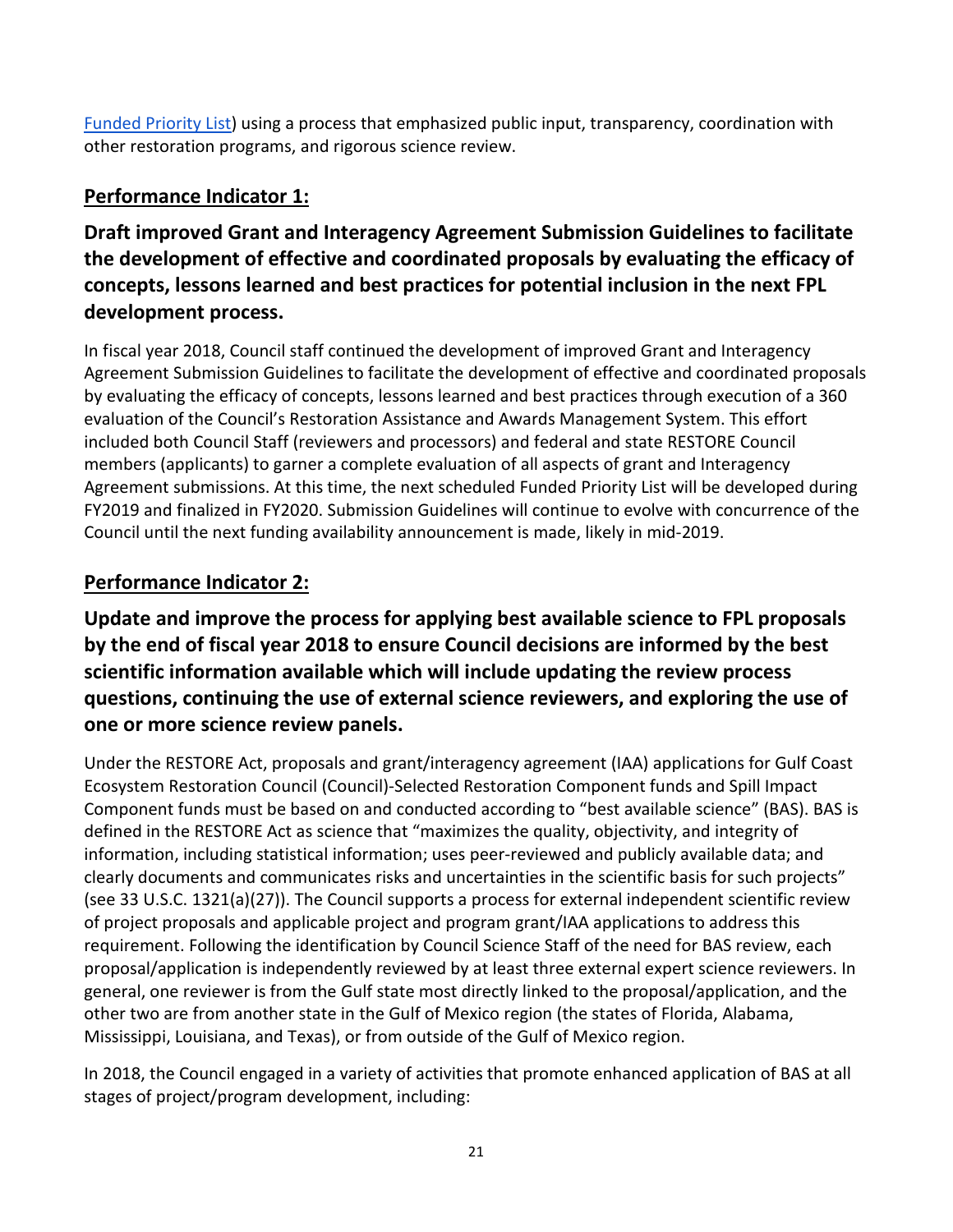Funded Priority List) using a process that emphasized public input, transparency, coordination with other restoration programs, and rigorous science review.

## Performance Indicator 1:

### Draft improved Grant and Interagency Agreement Submission Guidelines to facilitate the development of effective and coordinated proposals by evaluating the efficacy of concepts, lessons learned and best practices for potential inclusion in the next FPL development process.

In fiscal year 2018, Council staff continued the development of improved Grant and Interagency Agreement Submission Guidelines to facilitate the development of effective and coordinated proposals by evaluating the efficacy of concepts, lessons learned and best practices through execution of a 360 evaluation of the Council's Restoration Assistance and Awards Management System. This effort included both Council Staff (reviewers and processors) and federal and state RESTORE Council members (applicants) to garner a complete evaluation of all aspects of grant and Interagency Agreement submissions. At this time, the next scheduled Funded Priority List will be developed during FY2019 and finalized in FY2020. Submission Guidelines will continue to evolve with concurrence of the Council until the next funding availability announcement is made, likely in mid-2019.

## Performance Indicator 2:

### Update and improve the process for applying best available science to FPL proposals by the end of fiscal year 2018 to ensure Council decisions are informed by the best scientific information available which will include updating the review process questions, continuing the use of external science reviewers, and exploring the use of one or more science review panels.

Under the RESTORE Act, proposals and grant/interagency agreement (IAA) applications for Gulf Coast Ecosystem Restoration Council (Council)-Selected Restoration Component funds and Spill Impact Component funds must be based on and conducted according to "best available science" (BAS). BAS is defined in the RESTORE Act as science that "maximizes the quality, objectivity, and integrity of information, including statistical information; uses peer-reviewed and publicly available data; and clearly documents and communicates risks and uncertainties in the scientific basis for such projects" (see 33 U.S.C. 1321(a)(27)). The Council supports a process for external independent scientific review of project proposals and applicable project and program grant/IAA applications to address this requirement. Following the identification by Council Science Staff of the need for BAS review, each proposal/application is independently reviewed by at least three external expert science reviewers. In general, one reviewer is from the Gulf state most directly linked to the proposal/application, and the other two are from another state in the Gulf of Mexico region (the states of Florida, Alabama, Mississippi, Louisiana, and Texas), or from outside of the Gulf of Mexico region.

In 2018, the Council engaged in a variety of activities that promote enhanced application of BAS at all stages of project/program development, including: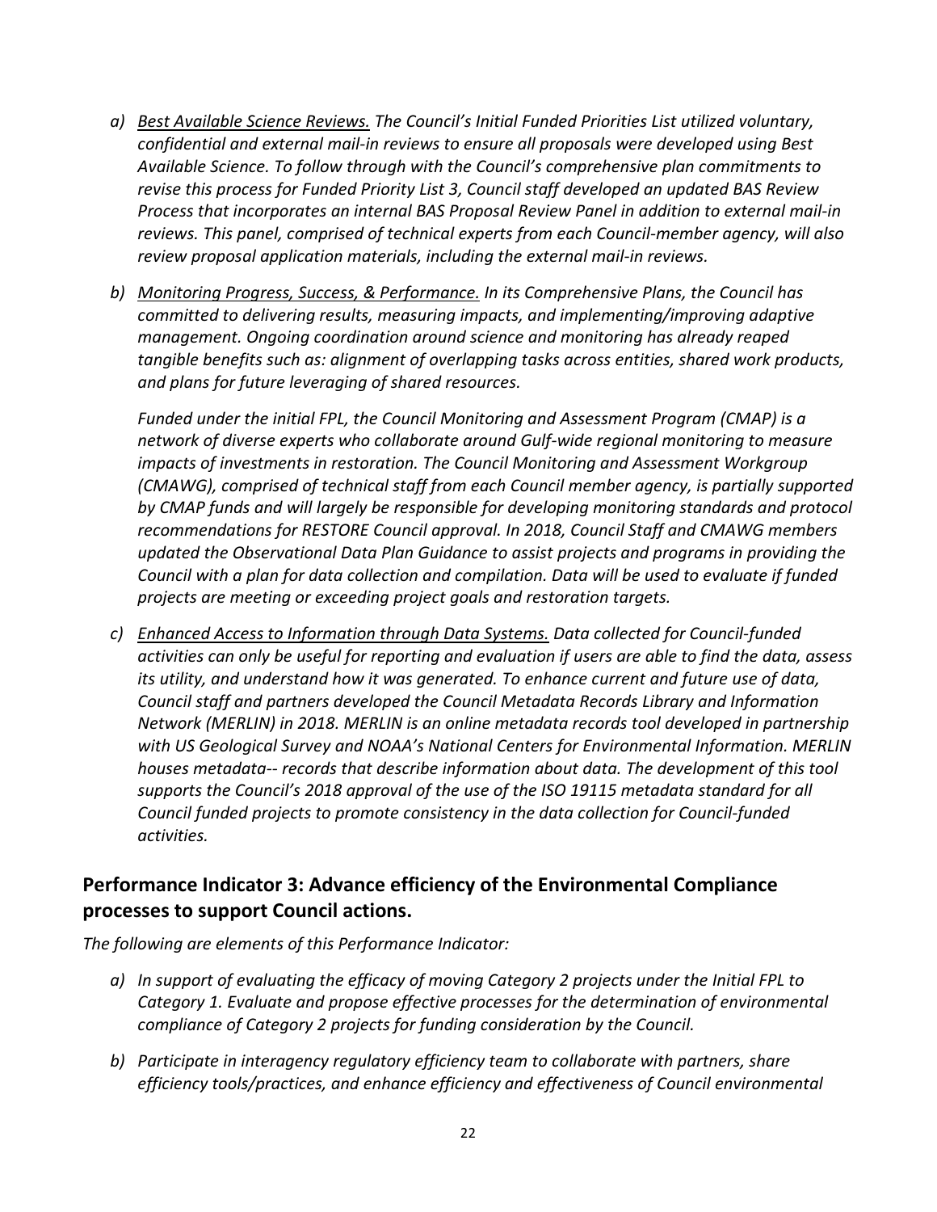a) *<u>Best Available Science Reviews.</u> The Council's Initial Funded Priorities List utilized voluntary, confidential and external mail-in reviews to ensure all proposals were developed using Best Available Science. To follow through with the Council's comprehensive plan commitments to revise this process for Funded Priority List 3, Council staff developed an updated BAS Review Process that incorporates an internal BAS Proposal Review Panel in addition to external mail-in reviews. This panel, comprised of technical experts from each Council-member agency, will also review proposal application materials, including the external mail-in reviews.*

b) *<u>Monitoring Progress, Success, & Performance.</u> In its Comprehensive Plans, the Council has committed to delivering results, measuring impacts, and implementing/improving adaptive management. Ongoing coordination around science and monitoring has already reaped tangible benefits such as: alignment of overlapping tasks across entities, shared work products, and plans for future leveraging of shared resources.*

   *Funded under the initial FPL, the Council Monitoring and Assessment Program (CMAP) is a network of diverse experts who collaborate around Gulf-wide regional monitoring to measure impacts of investments in restoration. The Council Monitoring and Assessment Workgroup (CMAWG), comprised of technical staff from each Council member agency, is partially supported by CMAP funds and will largely be responsible for developing monitoring standards and protocol recommendations for RESTORE Council approval. In 2018, Council Staff and CMAWG members updated the Observational Data Plan Guidance to assist projects and programs in providing the Council with a plan for data collection and compilation. Data will be used to evaluate if funded projects are meeting or exceeding project goals and restoration targets.*

c) *<u>Enhanced Access to Information through Data Systems.</u> Data collected for Council-funded activities can only be useful for reporting and evaluation if users are able to find the data, assess its utility, and understand how it was generated. To enhance current and future use of data, Council staff and partners developed the Council Metadata Records Library and Information Network (MERLIN) in 2018. MERLIN is an online metadata records tool developed in partnership with US Geological Survey and NOAA's National Centers for Environmental Information. MERLIN houses metadata-- records that describe information about data. The development of this tool supports the Council's 2018 approval of the use of the ISO 19115 metadata standard for all Council funded projects to promote consistency in the data collection for Council-funded activities.*

## Performance Indicator 3: Advance efficiency of the Environmental Compliance processes to support Council actions.

*The following are elements of this Performance Indicator:*

a) *In support of evaluating the efficacy of moving Category 2 projects under the Initial FPL to Category 1. Evaluate and propose effective processes for the determination of environmental compliance of Category 2 projects for funding consideration by the Council.*

b) *Participate in interagency regulatory efficiency team to collaborate with partners, share efficiency tools/practices, and enhance efficiency and effectiveness of Council environmental*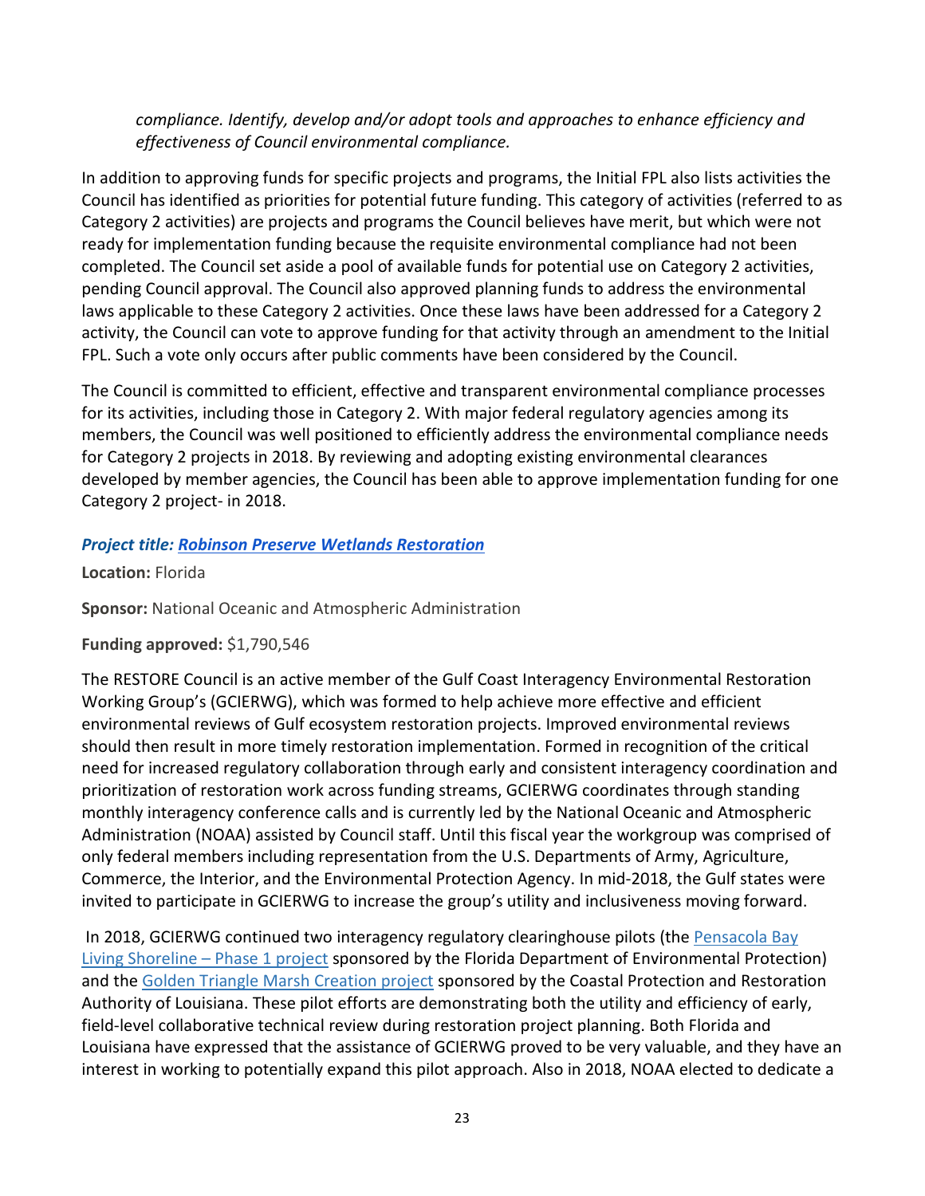*compliance. Identify, develop and/or adopt tools and approaches to enhance efficiency and effectiveness of Council environmental compliance.*

In addition to approving funds for specific projects and programs, the Initial FPL also lists activities the Council has identified as priorities for potential future funding. This category of activities (referred to as Category 2 activities) are projects and programs the Council believes have merit, but which were not ready for implementation funding because the requisite environmental compliance had not been completed. The Council set aside a pool of available funds for potential use on Category 2 activities, pending Council approval. The Council also approved planning funds to address the environmental laws applicable to these Category 2 activities. Once these laws have been addressed for a Category 2 activity, the Council can vote to approve funding for that activity through an amendment to the Initial FPL. Such a vote only occurs after public comments have been considered by the Council.

The Council is committed to efficient, effective and transparent environmental compliance processes for its activities, including those in Category 2. With major federal regulatory agencies among its members, the Council was well positioned to efficiently address the environmental compliance needs for Category 2 projects in 2018. By reviewing and adopting existing environmental clearances developed by member agencies, the Council has been able to approve implementation funding for one Category 2 project- in 2018.

***Project title: Robinson Preserve Wetlands Restoration***

**Location:** Florida

**Sponsor:** National Oceanic and Atmospheric Administration

**Funding approved:** $1,790,546

The RESTORE Council is an active member of the Gulf Coast Interagency Environmental Restoration Working Group's (GCIERWG), which was formed to help achieve more effective and efficient environmental reviews of Gulf ecosystem restoration projects. Improved environmental reviews should then result in more timely restoration implementation. Formed in recognition of the critical need for increased regulatory collaboration through early and consistent interagency coordination and prioritization of restoration work across funding streams, GCIERWG coordinates through standing monthly interagency conference calls and is currently led by the National Oceanic and Atmospheric Administration (NOAA) assisted by Council staff. Until this fiscal year the workgroup was comprised of only federal members including representation from the U.S. Departments of Army, Agriculture, Commerce, the Interior, and the Environmental Protection Agency. In mid-2018, the Gulf states were invited to participate in GCIERWG to increase the group's utility and inclusiveness moving forward.

In 2018, GCIERWG continued two interagency regulatory clearinghouse pilots (the Pensacola Bay Living Shoreline – Phase 1 project sponsored by the Florida Department of Environmental Protection) and the Golden Triangle Marsh Creation project sponsored by the Coastal Protection and Restoration Authority of Louisiana. These pilot efforts are demonstrating both the utility and efficiency of early, field-level collaborative technical review during restoration project planning. Both Florida and Louisiana have expressed that the assistance of GCIERWG proved to be very valuable, and they have an interest in working to potentially expand this pilot approach. Also in 2018, NOAA elected to dedicate a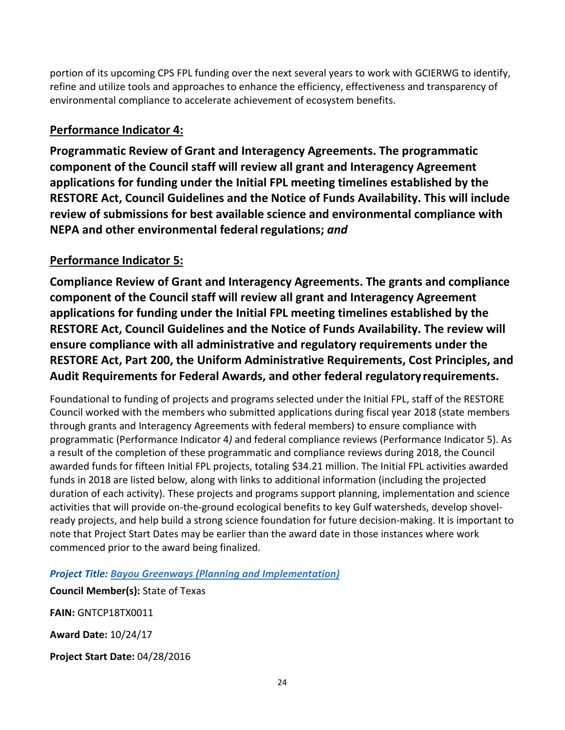portion of its upcoming CPS FPL funding over the next several years to work with GCIERWG to identify, refine and utilize tools and approaches to enhance the efficiency, effectiveness and transparency of environmental compliance to accelerate achievement of ecosystem benefits.

## Performance Indicator 4:

**Programmatic Review of Grant and Interagency Agreements. The programmatic component of the Council staff will review all grant and Interagency Agreement applications for funding under the Initial FPL meeting timelines established by the RESTORE Act, Council Guidelines and the Notice of Funds Availability. This will include review of submissions for best available science and environmental compliance with NEPA and other environmental federal regulations;** ***and***

## Performance Indicator 5:

**Compliance Review of Grant and Interagency Agreements. The grants and compliance component of the Council staff will review all grant and Interagency Agreement applications for funding under the Initial FPL meeting timelines established by the RESTORE Act, Council Guidelines and the Notice of Funds Availability. The review will ensure compliance with all administrative and regulatory requirements under the RESTORE Act, Part 200, the Uniform Administrative Requirements, Cost Principles, and Audit Requirements for Federal Awards, and other federal regulatory requirements.**

Foundational to funding of projects and programs selected under the Initial FPL, staff of the RESTORE Council worked with the members who submitted applications during fiscal year 2018 (state members through grants and Interagency Agreements with federal members) to ensure compliance with programmatic (Performance Indicator 4*)* and federal compliance reviews (Performance Indicator 5). As a result of the completion of these programmatic and compliance reviews during 2018, the Council awarded funds for fifteen Initial FPL projects, totaling $34.21 million. The Initial FPL activities awarded funds in 2018 are listed below, along with links to additional information (including the projected duration of each activity). These projects and programs support planning, implementation and science activities that will provide on-the-ground ecological benefits to key Gulf watersheds, develop shovel-ready projects, and help build a strong science foundation for future decision-making. It is important to note that Project Start Dates may be earlier than the award date in those instances where work commenced prior to the award being finalized.

***Project Title: Bayou Greenways (Planning and Implementation)***

**Council Member(s):** State of Texas

**FAIN:** GNTCP18TX0011

**Award Date:** 10/24/17

**Project Start Date:** 04/28/2016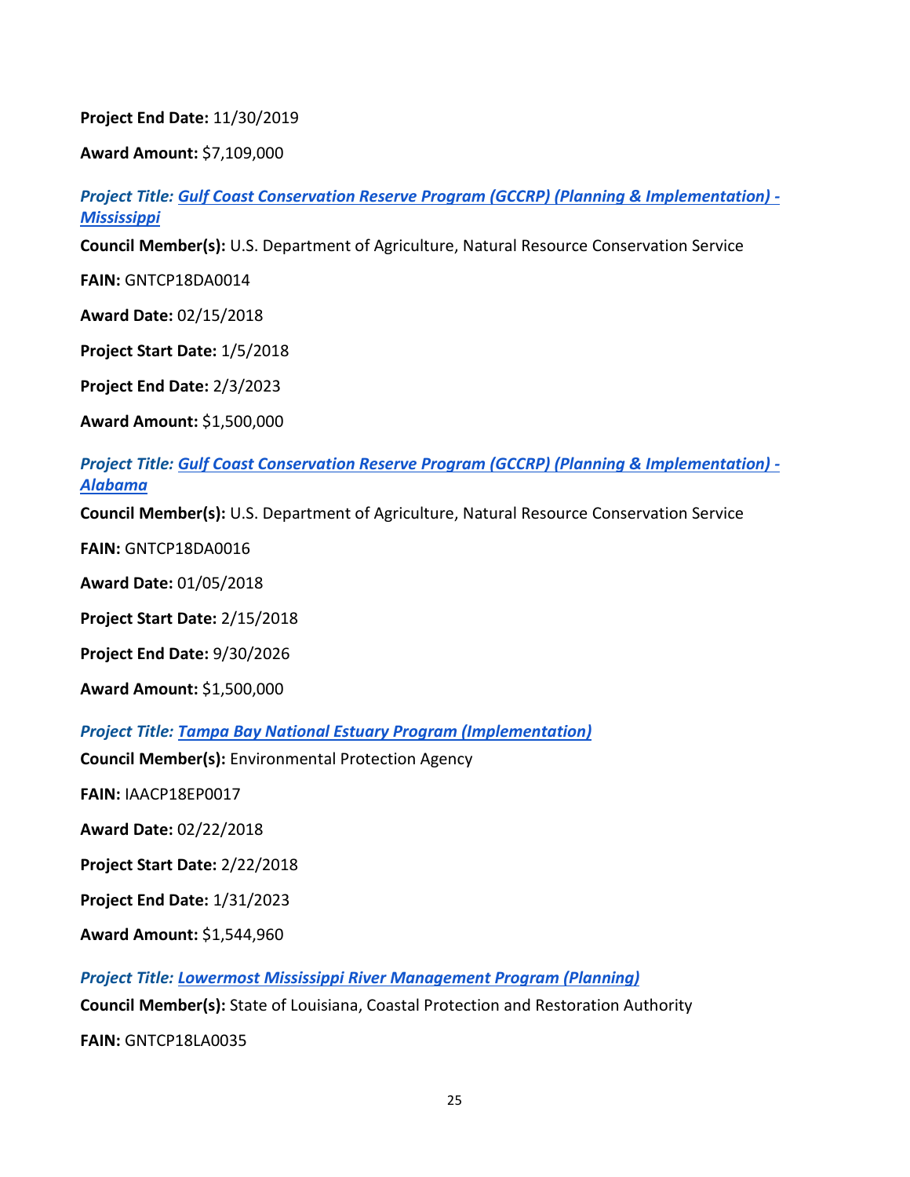**Project End Date:** 11/30/2019

**Award Amount:** $7,109,000

***Project Title: Gulf Coast Conservation Reserve Program (GCCRP) (Planning & Implementation) - Mississippi***

**Council Member(s):** U.S. Department of Agriculture, Natural Resource Conservation Service

**FAIN:** GNTCP18DA0014

**Award Date:** 02/15/2018

**Project Start Date:** 1/5/2018

**Project End Date:** 2/3/2023

**Award Amount:** $1,500,000

***Project Title: Gulf Coast Conservation Reserve Program (GCCRP) (Planning & Implementation) - Alabama***

**Council Member(s):** U.S. Department of Agriculture, Natural Resource Conservation Service

**FAIN:** GNTCP18DA0016

**Award Date:** 01/05/2018

**Project Start Date:** 2/15/2018

**Project End Date:** 9/30/2026

**Award Amount:** $1,500,000

***Project Title: Tampa Bay National Estuary Program (Implementation)***

**Council Member(s):** Environmental Protection Agency

**FAIN:** IAACP18EP0017

**Award Date:** 02/22/2018

**Project Start Date:** 2/22/2018

**Project End Date:** 1/31/2023

**Award Amount:** $1,544,960

***Project Title: Lowermost Mississippi River Management Program (Planning)***

**Council Member(s):** State of Louisiana, Coastal Protection and Restoration Authority

**FAIN:** GNTCP18LA0035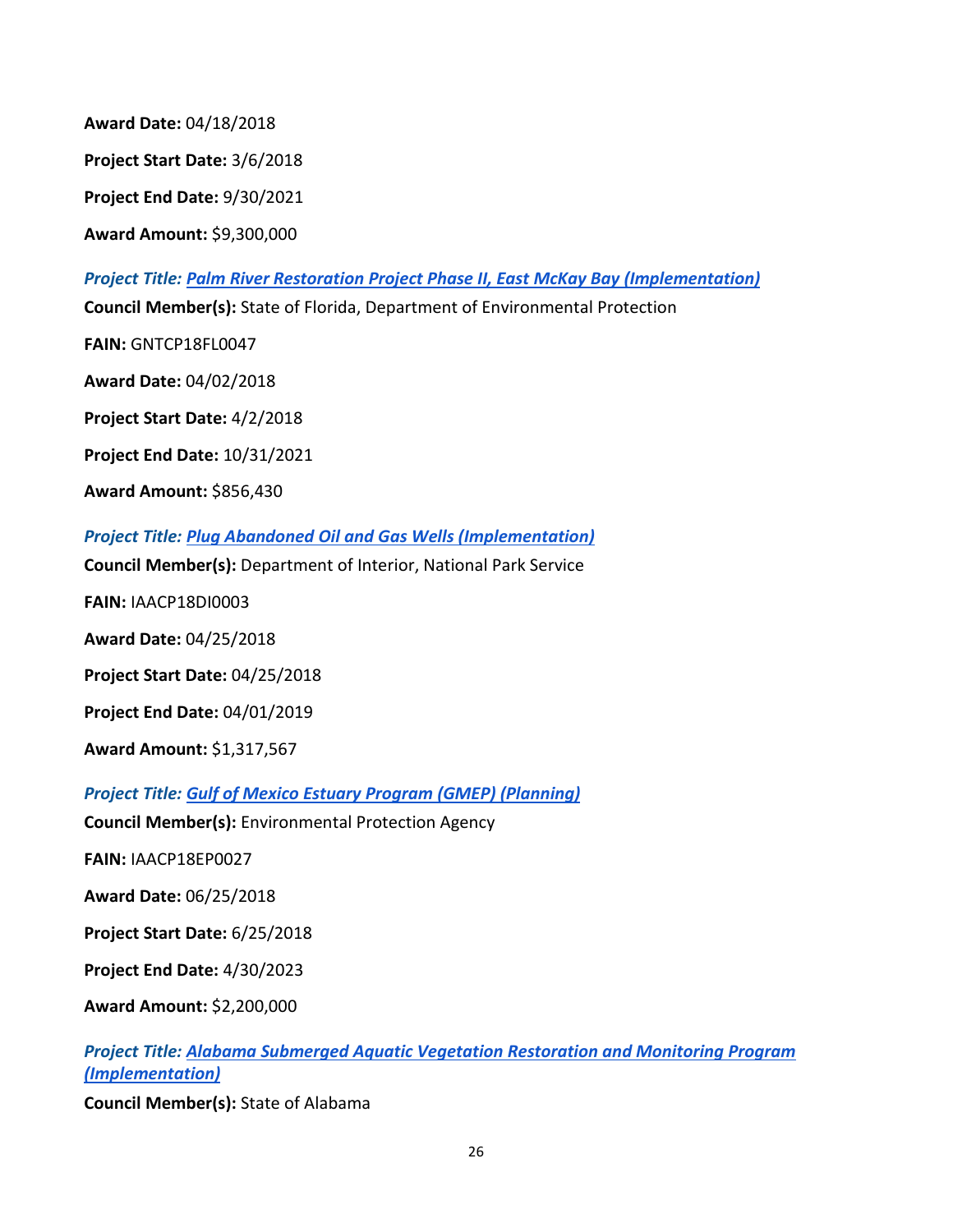**Award Date:** 04/18/2018

**Project Start Date:** 3/6/2018

**Project End Date:** 9/30/2021

**Award Amount:** $9,300,000

***Project Title: Palm River Restoration Project Phase II, East McKay Bay (Implementation)***

**Council Member(s):** State of Florida, Department of Environmental Protection

**FAIN:** GNTCP18FL0047

**Award Date:** 04/02/2018

**Project Start Date:** 4/2/2018

**Project End Date:** 10/31/2021

**Award Amount:** $856,430

***Project Title: Plug Abandoned Oil and Gas Wells (Implementation)***

**Council Member(s):** Department of Interior, National Park Service

**FAIN:** IAACP18DI0003

**Award Date:** 04/25/2018

**Project Start Date:** 04/25/2018

**Project End Date:** 04/01/2019

**Award Amount:** $1,317,567

***Project Title: Gulf of Mexico Estuary Program (GMEP) (Planning)***

**Council Member(s):** Environmental Protection Agency

**FAIN:** IAACP18EP0027

**Award Date:** 06/25/2018

**Project Start Date:** 6/25/2018

**Project End Date:** 4/30/2023

**Award Amount:** $2,200,000

***Project Title: Alabama Submerged Aquatic Vegetation Restoration and Monitoring Program (Implementation)***

**Council Member(s):** State of Alabama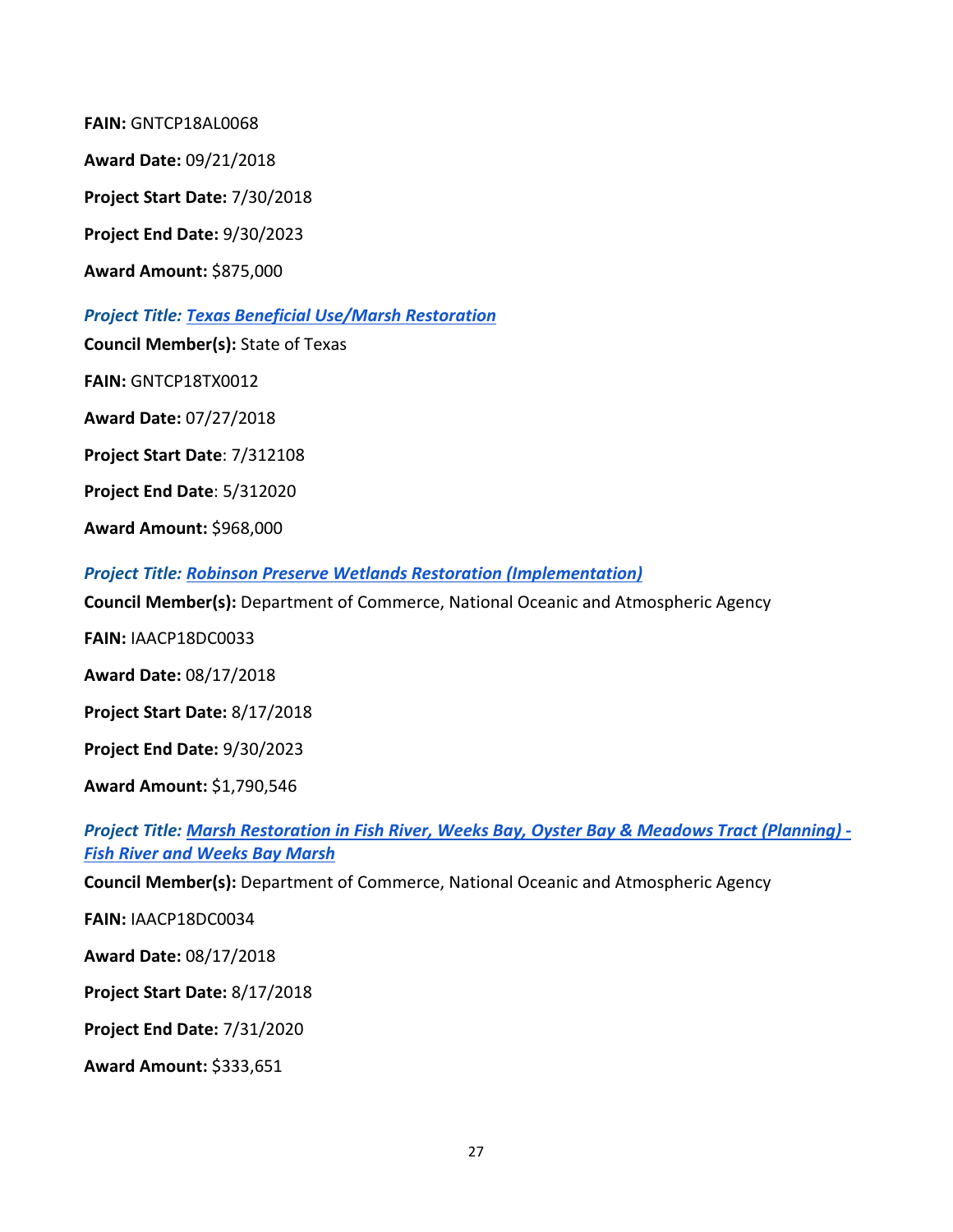**FAIN:** GNTCP18AL0068

**Award Date:** 09/21/2018

**Project Start Date:** 7/30/2018

**Project End Date:** 9/30/2023

**Award Amount:** $875,000

***Project Title: Texas Beneficial Use/Marsh Restoration***

**Council Member(s):** State of Texas

**FAIN:** GNTCP18TX0012

**Award Date:** 07/27/2018

**Project Start Date**: 7/312108

**Project End Date**: 5/312020

**Award Amount:** $968,000

***Project Title: Robinson Preserve Wetlands Restoration (Implementation)***

**Council Member(s):** Department of Commerce, National Oceanic and Atmospheric Agency

**FAIN:** IAACP18DC0033

**Award Date:** 08/17/2018

**Project Start Date:** 8/17/2018

**Project End Date:** 9/30/2023

**Award Amount:** $1,790,546

***Project Title: Marsh Restoration in Fish River, Weeks Bay, Oyster Bay & Meadows Tract (Planning) - Fish River and Weeks Bay Marsh***

**Council Member(s):** Department of Commerce, National Oceanic and Atmospheric Agency

**FAIN:** IAACP18DC0034

**Award Date:** 08/17/2018

**Project Start Date:** 8/17/2018

**Project End Date:** 7/31/2020

**Award Amount:** $333,651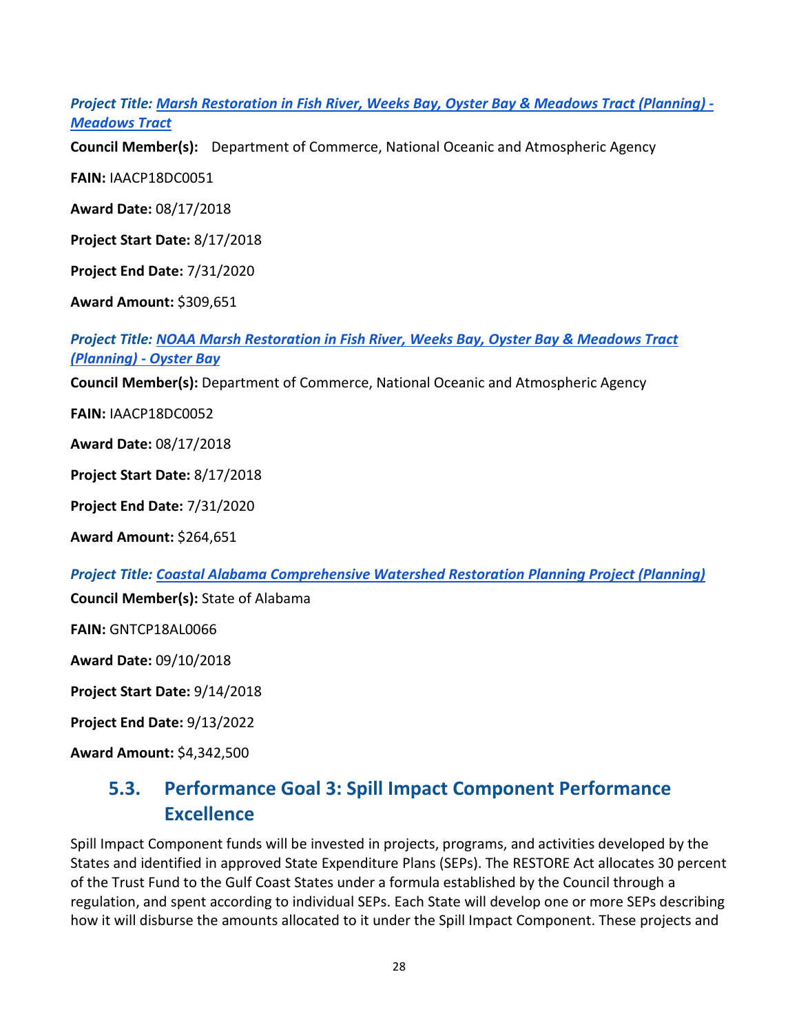***Project Title: Marsh Restoration in Fish River, Weeks Bay, Oyster Bay & Meadows Tract (Planning) - Meadows Tract***

**Council Member(s):** Department of Commerce, National Oceanic and Atmospheric Agency

**FAIN:** IAACP18DC0051

**Award Date:** 08/17/2018

**Project Start Date:** 8/17/2018

**Project End Date:** 7/31/2020

**Award Amount:** $309,651

***Project Title: NOAA Marsh Restoration in Fish River, Weeks Bay, Oyster Bay & Meadows Tract (Planning) - Oyster Bay***

**Council Member(s):** Department of Commerce, National Oceanic and Atmospheric Agency

**FAIN:** IAACP18DC0052

**Award Date:** 08/17/2018

**Project Start Date:** 8/17/2018

**Project End Date:** 7/31/2020

**Award Amount:** $264,651

***Project Title: Coastal Alabama Comprehensive Watershed Restoration Planning Project (Planning)***

**Council Member(s):** State of Alabama

**FAIN:** GNTCP18AL0066

**Award Date:** 09/10/2018

**Project Start Date:** 9/14/2018

**Project End Date:** 9/13/2022

**Award Amount:** $4,342,500

## 5.3. Performance Goal 3: Spill Impact Component Performance Excellence

Spill Impact Component funds will be invested in projects, programs, and activities developed by the States and identified in approved State Expenditure Plans (SEPs). The RESTORE Act allocates 30 percent of the Trust Fund to the Gulf Coast States under a formula established by the Council through a regulation, and spent according to individual SEPs. Each State will develop one or more SEPs describing how it will disburse the amounts allocated to it under the Spill Impact Component. These projects and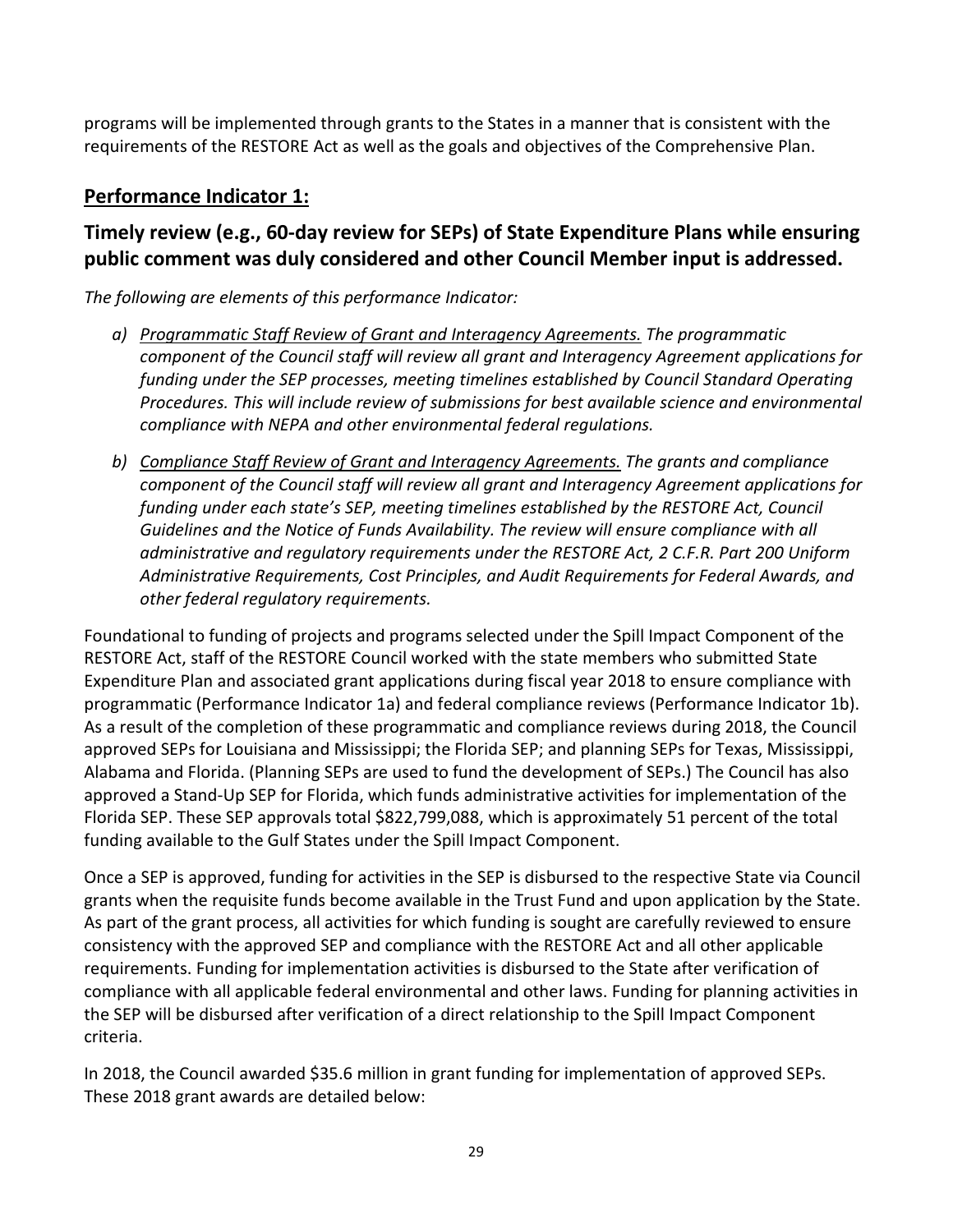programs will be implemented through grants to the States in a manner that is consistent with the requirements of the RESTORE Act as well as the goals and objectives of the Comprehensive Plan.

## <u>Performance Indicator 1:</u>

## Timely review (e.g., 60-day review for SEPs) of State Expenditure Plans while ensuring public comment was duly considered and other Council Member input is addressed.

*The following are elements of this performance Indicator:*

a) *<u>Programmatic Staff Review of Grant and Interagency Agreements.</u> The programmatic component of the Council staff will review all grant and Interagency Agreement applications for funding under the SEP processes, meeting timelines established by Council Standard Operating Procedures. This will include review of submissions for best available science and environmental compliance with NEPA and other environmental federal regulations.*

b) *<u>Compliance Staff Review of Grant and Interagency Agreements.</u> The grants and compliance component of the Council staff will review all grant and Interagency Agreement applications for funding under each state's SEP, meeting timelines established by the RESTORE Act, Council Guidelines and the Notice of Funds Availability. The review will ensure compliance with all administrative and regulatory requirements under the RESTORE Act, 2 C.F.R. Part 200 Uniform Administrative Requirements, Cost Principles, and Audit Requirements for Federal Awards, and other federal regulatory requirements.*

Foundational to funding of projects and programs selected under the Spill Impact Component of the RESTORE Act, staff of the RESTORE Council worked with the state members who submitted State Expenditure Plan and associated grant applications during fiscal year 2018 to ensure compliance with programmatic (Performance Indicator 1a) and federal compliance reviews (Performance Indicator 1b). As a result of the completion of these programmatic and compliance reviews during 2018, the Council approved SEPs for Louisiana and Mississippi; the Florida SEP; and planning SEPs for Texas, Mississippi, Alabama and Florida. (Planning SEPs are used to fund the development of SEPs.) The Council has also approved a Stand-Up SEP for Florida, which funds administrative activities for implementation of the Florida SEP. These SEP approvals total $822,799,088, which is approximately 51 percent of the total funding available to the Gulf States under the Spill Impact Component.

Once a SEP is approved, funding for activities in the SEP is disbursed to the respective State via Council grants when the requisite funds become available in the Trust Fund and upon application by the State. As part of the grant process, all activities for which funding is sought are carefully reviewed to ensure consistency with the approved SEP and compliance with the RESTORE Act and all other applicable requirements. Funding for implementation activities is disbursed to the State after verification of compliance with all applicable federal environmental and other laws. Funding for planning activities in the SEP will be disbursed after verification of a direct relationship to the Spill Impact Component criteria.

In 2018, the Council awarded $35.6 million in grant funding for implementation of approved SEPs. These 2018 grant awards are detailed below: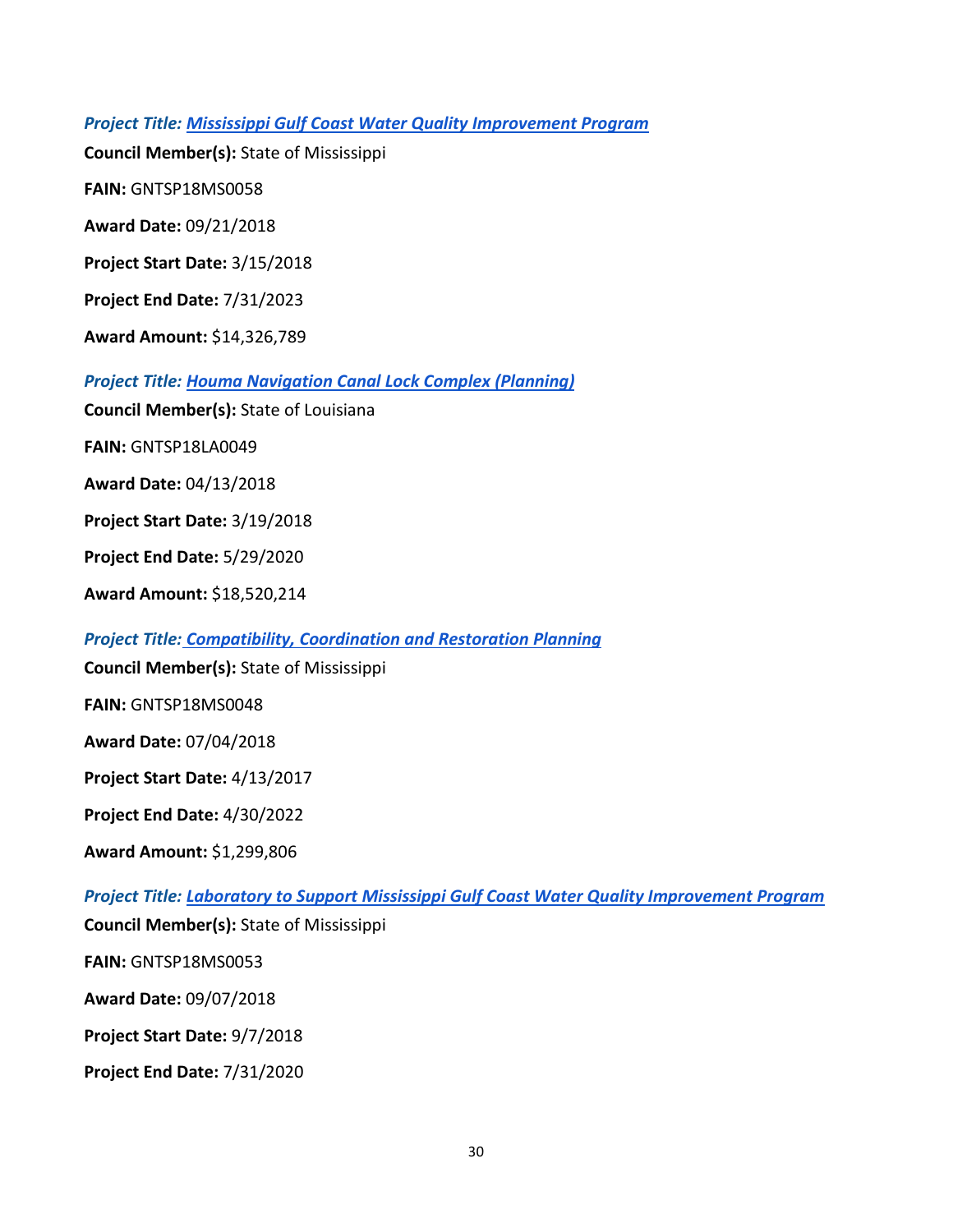***Project Title: Mississippi Gulf Coast Water Quality Improvement Program***

**Council Member(s):** State of Mississippi

**FAIN:** GNTSP18MS0058

**Award Date:** 09/21/2018

**Project Start Date:** 3/15/2018

**Project End Date:** 7/31/2023

**Award Amount:** $14,326,789

***Project Title: Houma Navigation Canal Lock Complex (Planning)***

**Council Member(s):** State of Louisiana

**FAIN:** GNTSP18LA0049

**Award Date:** 04/13/2018

**Project Start Date:** 3/19/2018

**Project End Date:** 5/29/2020

**Award Amount:** $18,520,214

***Project Title: Compatibility, Coordination and Restoration Planning***

**Council Member(s):** State of Mississippi

**FAIN:** GNTSP18MS0048

**Award Date:** 07/04/2018

**Project Start Date:** 4/13/2017

**Project End Date:** 4/30/2022

**Award Amount:** $1,299,806

***Project Title: Laboratory to Support Mississippi Gulf Coast Water Quality Improvement Program***

**Council Member(s):** State of Mississippi

**FAIN:** GNTSP18MS0053

**Award Date:** 09/07/2018

**Project Start Date:** 9/7/2018

**Project End Date:** 7/31/2020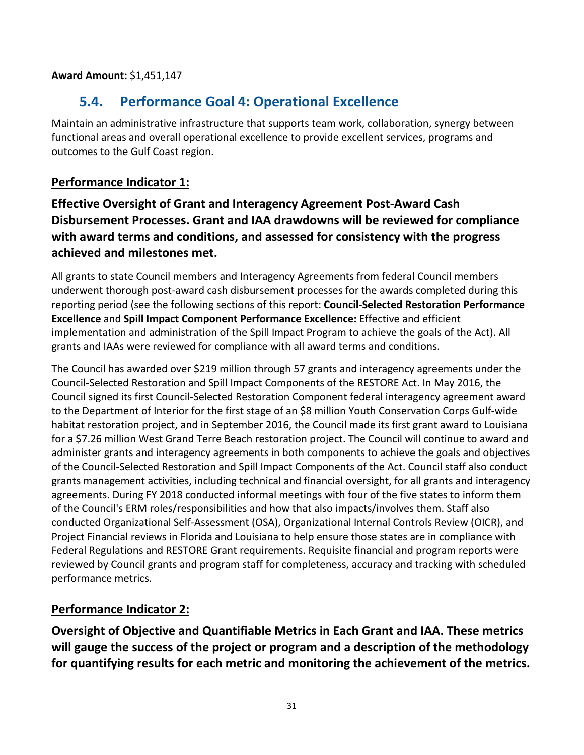**Award Amount:** $1,451,147

## 5.4. Performance Goal 4: Operational Excellence

Maintain an administrative infrastructure that supports team work, collaboration, synergy between functional areas and overall operational excellence to provide excellent services, programs and outcomes to the Gulf Coast region.

### Performance Indicator 1:

### Effective Oversight of Grant and Interagency Agreement Post-Award Cash Disbursement Processes. Grant and IAA drawdowns will be reviewed for compliance with award terms and conditions, and assessed for consistency with the progress achieved and milestones met.

All grants to state Council members and Interagency Agreements from federal Council members underwent thorough post-award cash disbursement processes for the awards completed during this reporting period (see the following sections of this report: **Council-Selected Restoration Performance Excellence** and **Spill Impact Component Performance Excellence:** Effective and efficient implementation and administration of the Spill Impact Program to achieve the goals of the Act). All grants and IAAs were reviewed for compliance with all award terms and conditions.

The Council has awarded over $219 million through 57 grants and interagency agreements under the Council-Selected Restoration and Spill Impact Components of the RESTORE Act. In May 2016, the Council signed its first Council-Selected Restoration Component federal interagency agreement award to the Department of Interior for the first stage of an $8 million Youth Conservation Corps Gulf-wide habitat restoration project, and in September 2016, the Council made its first grant award to Louisiana for a $7.26 million West Grand Terre Beach restoration project. The Council will continue to award and administer grants and interagency agreements in both components to achieve the goals and objectives of the Council-Selected Restoration and Spill Impact Components of the Act. Council staff also conduct grants management activities, including technical and financial oversight, for all grants and interagency agreements. During FY 2018 conducted informal meetings with four of the five states to inform them of the Council's ERM roles/responsibilities and how that also impacts/involves them. Staff also conducted Organizational Self-Assessment (OSA), Organizational Internal Controls Review (OICR), and Project Financial reviews in Florida and Louisiana to help ensure those states are in compliance with Federal Regulations and RESTORE Grant requirements. Requisite financial and program reports were reviewed by Council grants and program staff for completeness, accuracy and tracking with scheduled performance metrics.

### Performance Indicator 2:

### Oversight of Objective and Quantifiable Metrics in Each Grant and IAA. These metrics will gauge the success of the project or program and a description of the methodology for quantifying results for each metric and monitoring the achievement of the metrics.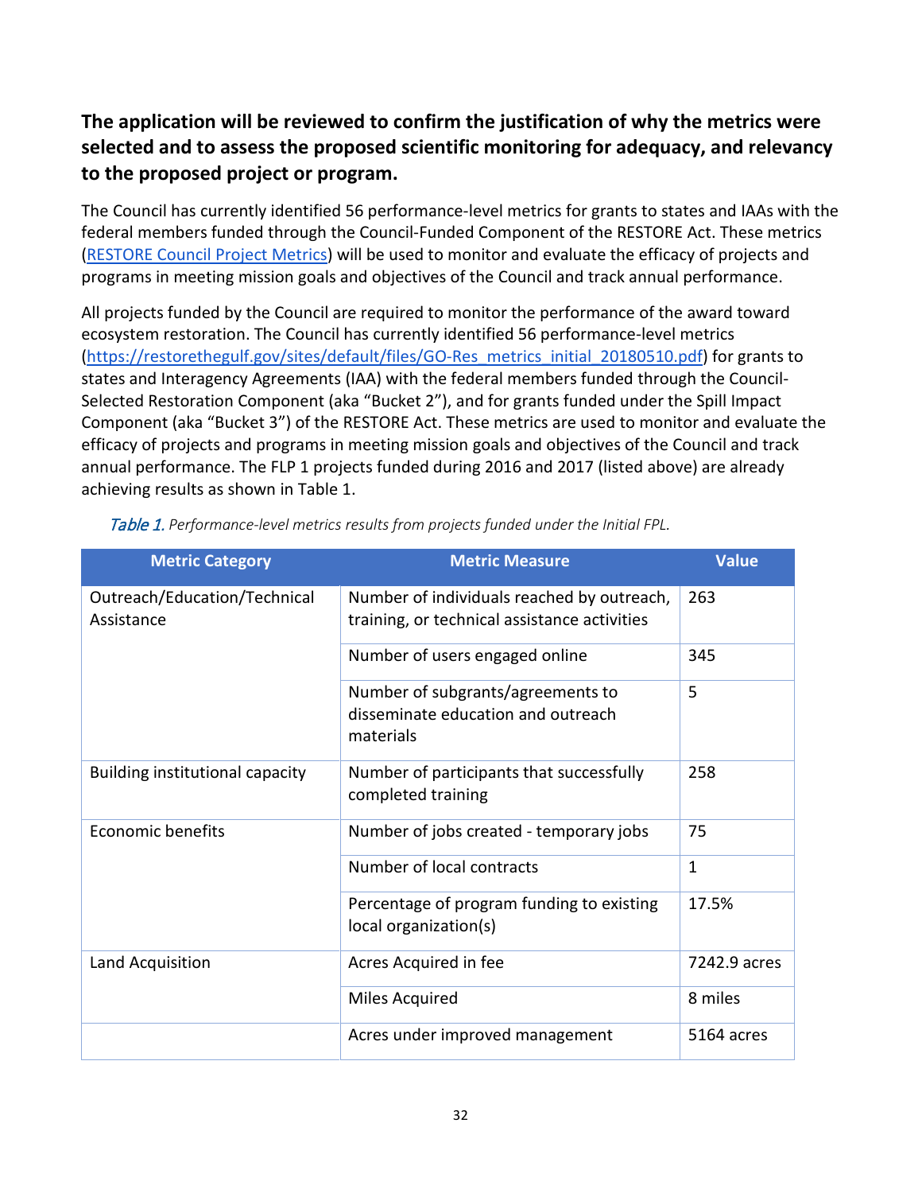**The application will be reviewed to confirm the justification of why the metrics were selected and to assess the proposed scientific monitoring for adequacy, and relevancy to the proposed project or program.**

The Council has currently identified 56 performance-level metrics for grants to states and IAAs with the federal members funded through the Council-Funded Component of the RESTORE Act. These metrics ([RESTORE Council Project Metrics](RESTORE Council Project Metrics)) will be used to monitor and evaluate the efficacy of projects and programs in meeting mission goals and objectives of the Council and track annual performance.

All projects funded by the Council are required to monitor the performance of the award toward ecosystem restoration. The Council has currently identified 56 performance-level metrics (https://restorethegulf.gov/sites/default/files/GO-Res_metrics_initial_20180510.pdf) for grants to states and Interagency Agreements (IAA) with the federal members funded through the Council-Selected Restoration Component (aka "Bucket 2"), and for grants funded under the Spill Impact Component (aka "Bucket 3") of the RESTORE Act. These metrics are used to monitor and evaluate the efficacy of projects and programs in meeting mission goals and objectives of the Council and track annual performance. The FLP 1 projects funded during 2016 and 2017 (listed above) are already achieving results as shown in Table 1.

*Table 1. Performance-level metrics results from projects funded under the Initial FPL.*

| Metric Category | Metric Measure | Value |
|---|---|---|
| Outreach/Education/Technical Assistance | Number of individuals reached by outreach, training, or technical assistance activities | 263 |
| | Number of users engaged online | 345 |
| | Number of subgrants/agreements to disseminate education and outreach materials | 5 |
| Building institutional capacity | Number of participants that successfully completed training | 258 |
| Economic benefits | Number of jobs created - temporary jobs | 75 |
| | Number of local contracts | 1 |
| | Percentage of program funding to existing local organization(s) | 17.5% |
| Land Acquisition | Acres Acquired in fee | 7242.9 acres |
| | Miles Acquired | 8 miles |
| | Acres under improved management | 5164 acres |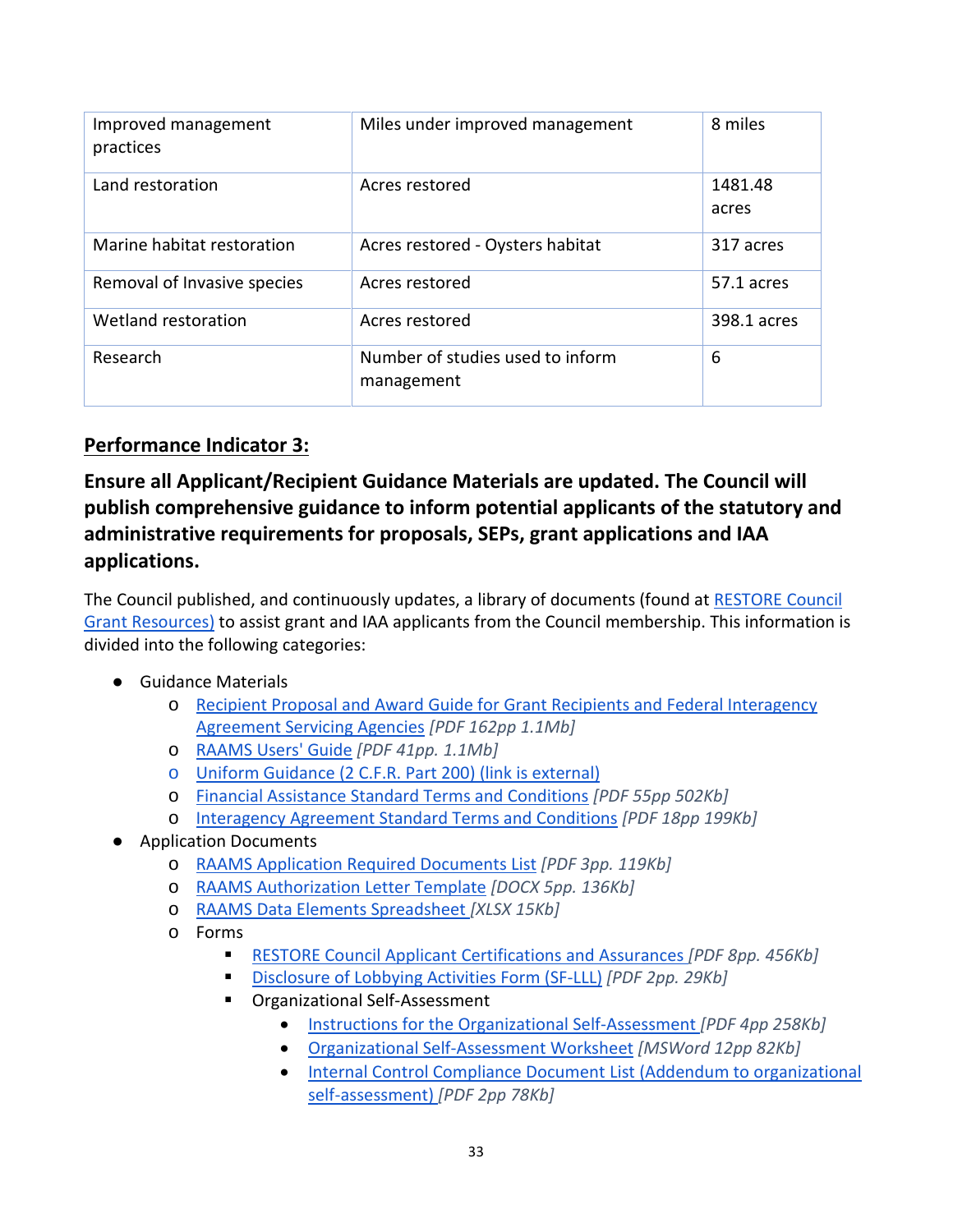| Improved management practices | Miles under improved management | 8 miles |
|---|---|---|
| Land restoration | Acres restored | 1481.48 acres |
| Marine habitat restoration | Acres restored - Oysters habitat | 317 acres |
| Removal of Invasive species | Acres restored | 57.1 acres |
| Wetland restoration | Acres restored | 398.1 acres |
| Research | Number of studies used to inform management | 6 |

## Performance Indicator 3:

### Ensure all Applicant/Recipient Guidance Materials are updated. The Council will publish comprehensive guidance to inform potential applicants of the statutory and administrative requirements for proposals, SEPs, grant applications and IAA applications.

The Council published, and continuously updates, a library of documents (found at RESTORE Council Grant Resources) to assist grant and IAA applicants from the Council membership. This information is divided into the following categories:

- Guidance Materials
  - Recipient Proposal and Award Guide for Grant Recipients and Federal Interagency Agreement Servicing Agencies *[PDF 162pp 1.1Mb]*
  - RAAMS Users' Guide *[PDF 41pp. 1.1Mb]*
  - Uniform Guidance (2 C.F.R. Part 200) (link is external)
  - Financial Assistance Standard Terms and Conditions *[PDF 55pp 502Kb]*
  - Interagency Agreement Standard Terms and Conditions *[PDF 18pp 199Kb]*
- Application Documents
  - RAAMS Application Required Documents List *[PDF 3pp. 119Kb]*
  - RAAMS Authorization Letter Template *[DOCX 5pp. 136Kb]*
  - RAAMS Data Elements Spreadsheet *[XLSX 15Kb]*
  - Forms
    - RESTORE Council Applicant Certifications and Assurances *[PDF 8pp. 456Kb]*
    - Disclosure of Lobbying Activities Form (SF-LLL) *[PDF 2pp. 29Kb]*
    - Organizational Self-Assessment
      - Instructions for the Organizational Self-Assessment *[PDF 4pp 258Kb]*
      - Organizational Self-Assessment Worksheet *[MSWord 12pp 82Kb]*
      - Internal Control Compliance Document List (Addendum to organizational self-assessment) *[PDF 2pp 78Kb]*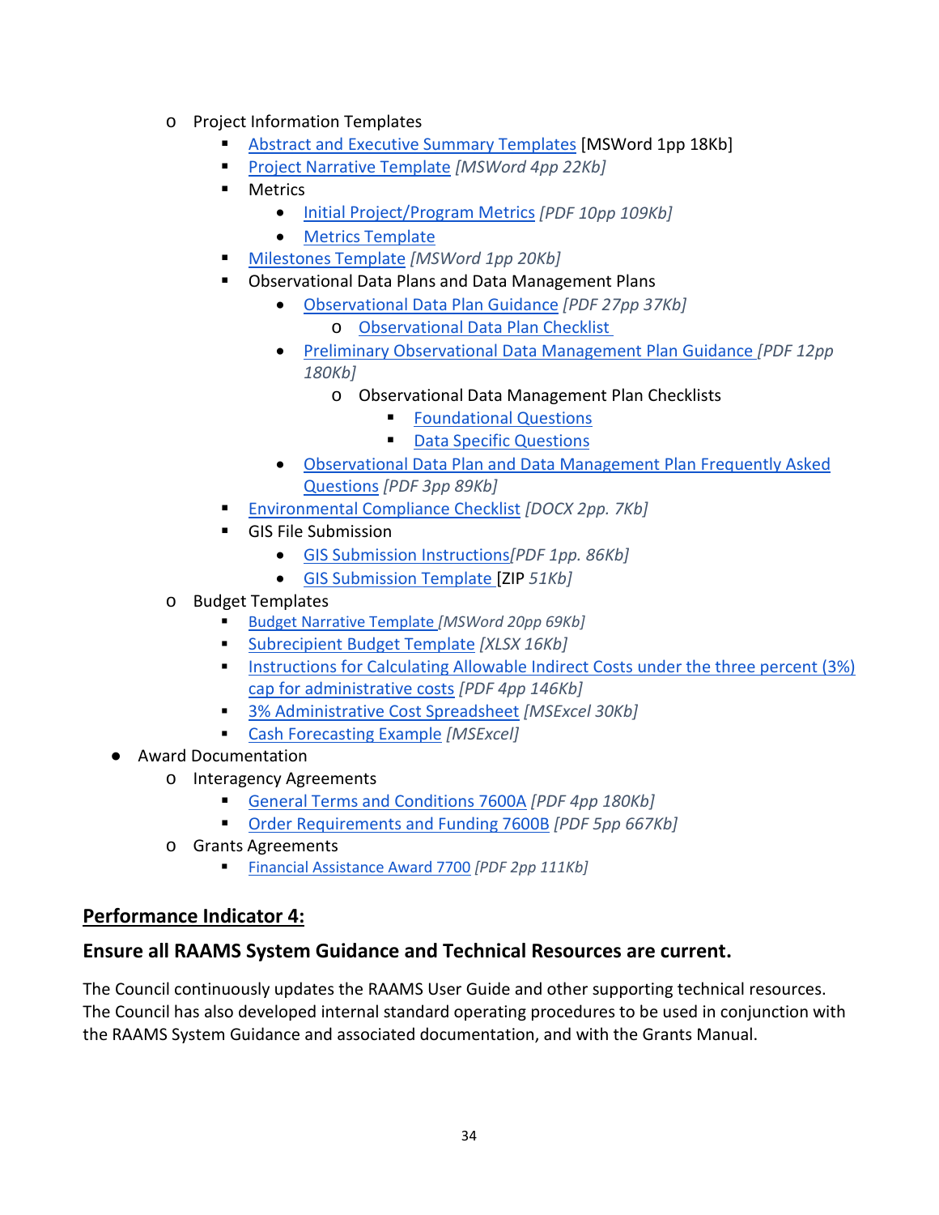- Project Information Templates
    - Abstract and Executive Summary Templates [MSWord 1pp 18Kb]
    - Project Narrative Template *[MSWord 4pp 22Kb]*
    - Metrics
      - Initial Project/Program Metrics *[PDF 10pp 109Kb]*
      - Metrics Template
    - Milestones Template *[MSWord 1pp 20Kb]*
    - Observational Data Plans and Data Management Plans
      - Observational Data Plan Guidance *[PDF 27pp 37Kb]*
        - Observational Data Plan Checklist
      - Preliminary Observational Data Management Plan Guidance *[PDF 12pp 180Kb]*
        - Observational Data Management Plan Checklists
          - Foundational Questions
          - Data Specific Questions
      - Observational Data Plan and Data Management Plan Frequently Asked Questions *[PDF 3pp 89Kb]*
    - Environmental Compliance Checklist *[DOCX 2pp. 7Kb]*
    - GIS File Submission
      - GIS Submission Instructions*[PDF 1pp. 86Kb]*
      - GIS Submission Template [ZIP *51Kb]*
  - Budget Templates
    - Budget Narrative Template *[MSWord 20pp 69Kb]*
    - Subrecipient Budget Template *[XLSX 16Kb]*
    - Instructions for Calculating Allowable Indirect Costs under the three percent (3%) cap for administrative costs *[PDF 4pp 146Kb]*
    - 3% Administrative Cost Spreadsheet *[MSExcel 30Kb]*
    - Cash Forecasting Example *[MSExcel]*
- Award Documentation
  - Interagency Agreements
    - General Terms and Conditions 7600A *[PDF 4pp 180Kb]*
    - Order Requirements and Funding 7600B *[PDF 5pp 667Kb]*
  - Grants Agreements
    - Financial Assistance Award 7700 *[PDF 2pp 111Kb]*

## Performance Indicator 4:

### Ensure all RAAMS System Guidance and Technical Resources are current.

The Council continuously updates the RAAMS User Guide and other supporting technical resources. The Council has also developed internal standard operating procedures to be used in conjunction with the RAAMS System Guidance and associated documentation, and with the Grants Manual.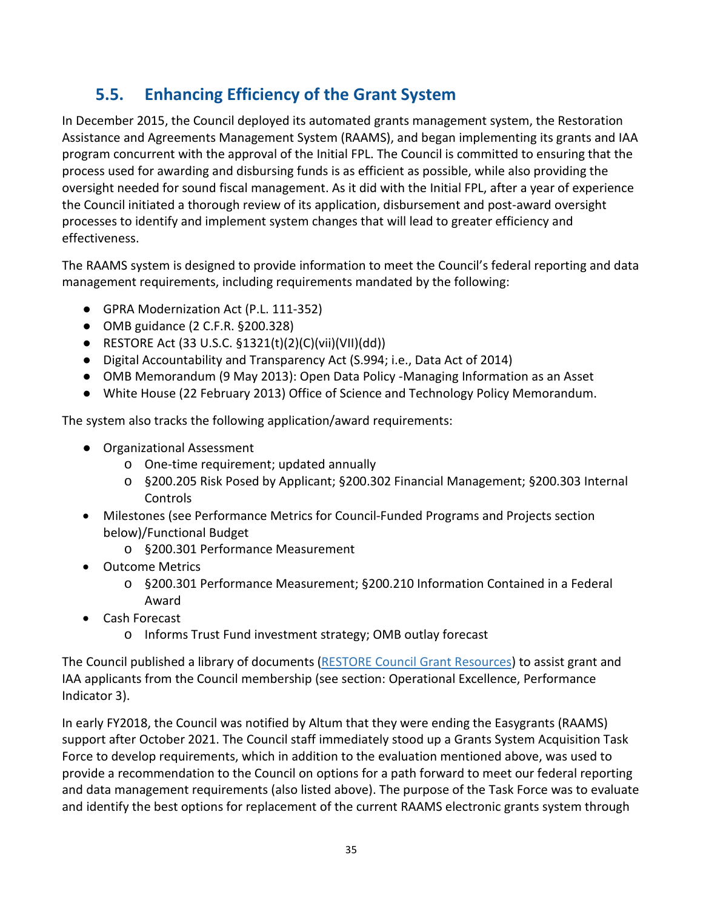## 5.5. Enhancing Efficiency of the Grant System

In December 2015, the Council deployed its automated grants management system, the Restoration Assistance and Agreements Management System (RAAMS), and began implementing its grants and IAA program concurrent with the approval of the Initial FPL. The Council is committed to ensuring that the process used for awarding and disbursing funds is as efficient as possible, while also providing the oversight needed for sound fiscal management. As it did with the Initial FPL, after a year of experience the Council initiated a thorough review of its application, disbursement and post-award oversight processes to identify and implement system changes that will lead to greater efficiency and effectiveness.

The RAAMS system is designed to provide information to meet the Council's federal reporting and data management requirements, including requirements mandated by the following:

- GPRA Modernization Act (P.L. 111-352)
- OMB guidance (2 C.F.R. §200.328)
- RESTORE Act (33 U.S.C. §1321(t)(2)(C)(vii)(VII)(dd))
- Digital Accountability and Transparency Act (S.994; i.e., Data Act of 2014)
- OMB Memorandum (9 May 2013): Open Data Policy -Managing Information as an Asset
- White House (22 February 2013) Office of Science and Technology Policy Memorandum.

The system also tracks the following application/award requirements:

- Organizational Assessment
  - One-time requirement; updated annually
  - §200.205 Risk Posed by Applicant; §200.302 Financial Management; §200.303 Internal Controls
- Milestones (see Performance Metrics for Council-Funded Programs and Projects section below)/Functional Budget
  - §200.301 Performance Measurement
- Outcome Metrics
  - §200.301 Performance Measurement; §200.210 Information Contained in a Federal Award
- Cash Forecast
  - Informs Trust Fund investment strategy; OMB outlay forecast

The Council published a library of documents (RESTORE Council Grant Resources) to assist grant and IAA applicants from the Council membership (see section: Operational Excellence, Performance Indicator 3).

In early FY2018, the Council was notified by Altum that they were ending the Easygrants (RAAMS) support after October 2021. The Council staff immediately stood up a Grants System Acquisition Task Force to develop requirements, which in addition to the evaluation mentioned above, was used to provide a recommendation to the Council on options for a path forward to meet our federal reporting and data management requirements (also listed above). The purpose of the Task Force was to evaluate and identify the best options for replacement of the current RAAMS electronic grants system through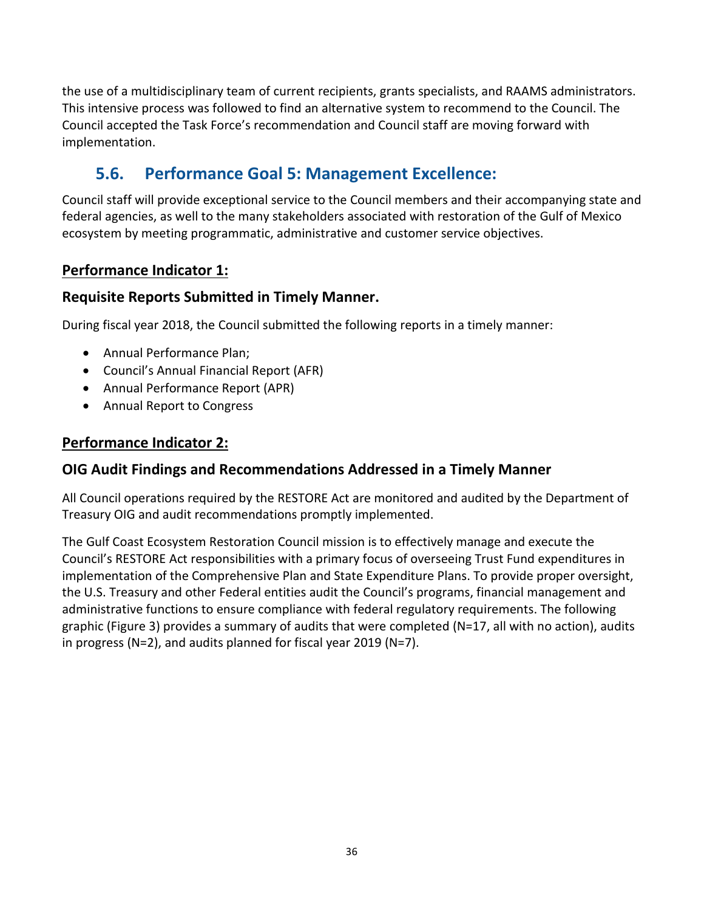the use of a multidisciplinary team of current recipients, grants specialists, and RAAMS administrators. This intensive process was followed to find an alternative system to recommend to the Council. The Council accepted the Task Force's recommendation and Council staff are moving forward with implementation.

## 5.6. Performance Goal 5: Management Excellence:

Council staff will provide exceptional service to the Council members and their accompanying state and federal agencies, as well to the many stakeholders associated with restoration of the Gulf of Mexico ecosystem by meeting programmatic, administrative and customer service objectives.

### Performance Indicator 1:

### Requisite Reports Submitted in Timely Manner.

During fiscal year 2018, the Council submitted the following reports in a timely manner:

- Annual Performance Plan;
- Council's Annual Financial Report (AFR)
- Annual Performance Report (APR)
- Annual Report to Congress

### Performance Indicator 2:

### OIG Audit Findings and Recommendations Addressed in a Timely Manner

All Council operations required by the RESTORE Act are monitored and audited by the Department of Treasury OIG and audit recommendations promptly implemented.

The Gulf Coast Ecosystem Restoration Council mission is to effectively manage and execute the Council's RESTORE Act responsibilities with a primary focus of overseeing Trust Fund expenditures in implementation of the Comprehensive Plan and State Expenditure Plans. To provide proper oversight, the U.S. Treasury and other Federal entities audit the Council's programs, financial management and administrative functions to ensure compliance with federal regulatory requirements. The following graphic (Figure 3) provides a summary of audits that were completed (N=17, all with no action), audits in progress (N=2), and audits planned for fiscal year 2019 (N=7).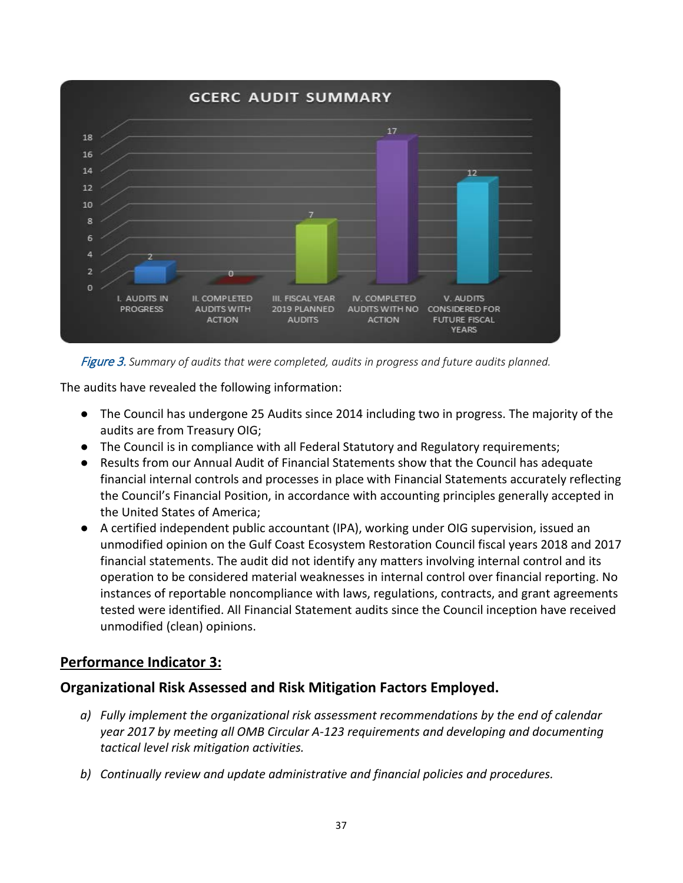GCERC AUDIT SUMMARY

| Category | Count |
|---|---|
| I. AUDITS IN PROGRESS | 2 |
| II. COMPLETED AUDITS WITH ACTION | 0 |
| III. FISCAL YEAR 2019 PLANNED AUDITS | 7 |
| IV. COMPLETED AUDITS WITH NO ACTION | 17 |
| V. AUDITS CONSIDERED FOR FUTURE FISCAL YEARS | 12 |

*Figure 3. Summary of audits that were completed, audits in progress and future audits planned.*

The audits have revealed the following information:

- The Council has undergone 25 Audits since 2014 including two in progress. The majority of the audits are from Treasury OIG;
- The Council is in compliance with all Federal Statutory and Regulatory requirements;
- Results from our Annual Audit of Financial Statements show that the Council has adequate financial internal controls and processes in place with Financial Statements accurately reflecting the Council's Financial Position, in accordance with accounting principles generally accepted in the United States of America;
- A certified independent public accountant (IPA), working under OIG supervision, issued an unmodified opinion on the Gulf Coast Ecosystem Restoration Council fiscal years 2018 and 2017 financial statements. The audit did not identify any matters involving internal control and its operation to be considered material weaknesses in internal control over financial reporting. No instances of reportable noncompliance with laws, regulations, contracts, and grant agreements tested were identified. All Financial Statement audits since the Council inception have received unmodified (clean) opinions.

## Performance Indicator 3:

### Organizational Risk Assessed and Risk Mitigation Factors Employed.

a) *Fully implement the organizational risk assessment recommendations by the end of calendar year 2017 by meeting all OMB Circular A-123 requirements and developing and documenting tactical level risk mitigation activities.*

b) *Continually review and update administrative and financial policies and procedures.*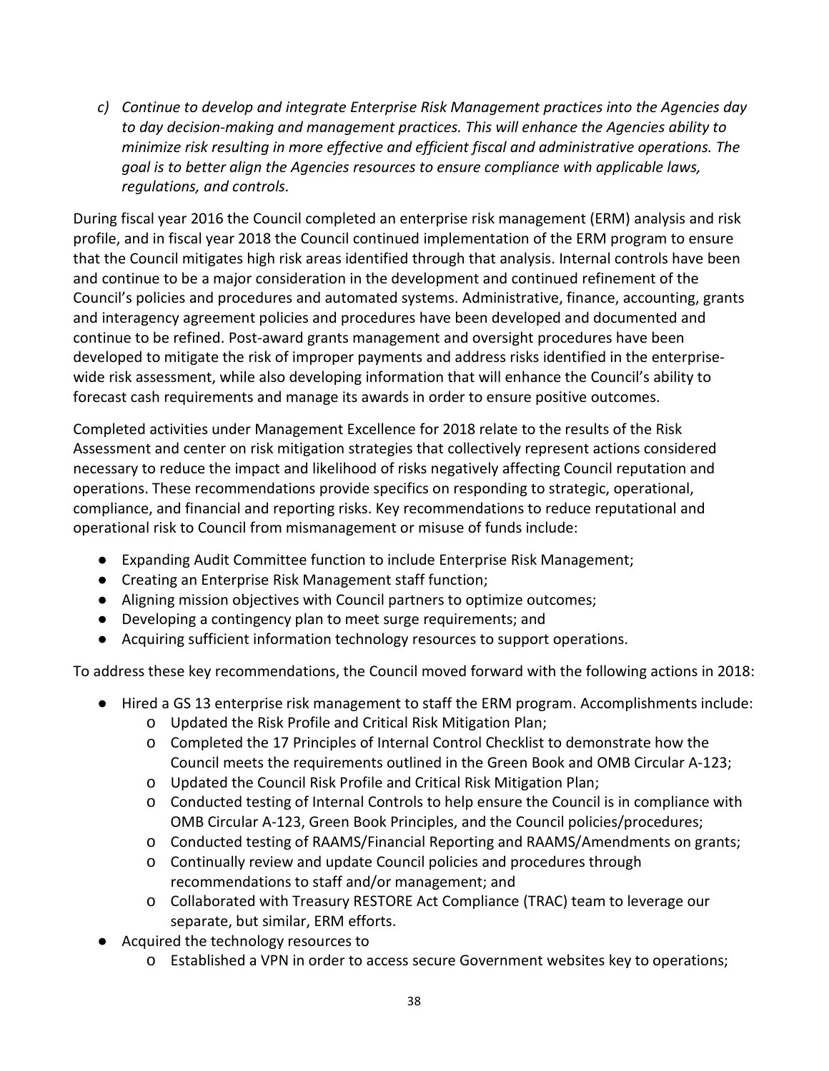*c) Continue to develop and integrate Enterprise Risk Management practices into the Agencies day to day decision-making and management practices. This will enhance the Agencies ability to minimize risk resulting in more effective and efficient fiscal and administrative operations. The goal is to better align the Agencies resources to ensure compliance with applicable laws, regulations, and controls.*

During fiscal year 2016 the Council completed an enterprise risk management (ERM) analysis and risk profile, and in fiscal year 2018 the Council continued implementation of the ERM program to ensure that the Council mitigates high risk areas identified through that analysis. Internal controls have been and continue to be a major consideration in the development and continued refinement of the Council's policies and procedures and automated systems. Administrative, finance, accounting, grants and interagency agreement policies and procedures have been developed and documented and continue to be refined. Post-award grants management and oversight procedures have been developed to mitigate the risk of improper payments and address risks identified in the enterprise-wide risk assessment, while also developing information that will enhance the Council's ability to forecast cash requirements and manage its awards in order to ensure positive outcomes.

Completed activities under Management Excellence for 2018 relate to the results of the Risk Assessment and center on risk mitigation strategies that collectively represent actions considered necessary to reduce the impact and likelihood of risks negatively affecting Council reputation and operations. These recommendations provide specifics on responding to strategic, operational, compliance, and financial and reporting risks. Key recommendations to reduce reputational and operational risk to Council from mismanagement or misuse of funds include:

- Expanding Audit Committee function to include Enterprise Risk Management;
- Creating an Enterprise Risk Management staff function;
- Aligning mission objectives with Council partners to optimize outcomes;
- Developing a contingency plan to meet surge requirements; and
- Acquiring sufficient information technology resources to support operations.

To address these key recommendations, the Council moved forward with the following actions in 2018:

- Hired a GS 13 enterprise risk management to staff the ERM program. Accomplishments include:
  - Updated the Risk Profile and Critical Risk Mitigation Plan;
  - Completed the 17 Principles of Internal Control Checklist to demonstrate how the Council meets the requirements outlined in the Green Book and OMB Circular A-123;
  - Updated the Council Risk Profile and Critical Risk Mitigation Plan;
  - Conducted testing of Internal Controls to help ensure the Council is in compliance with OMB Circular A-123, Green Book Principles, and the Council policies/procedures;
  - Conducted testing of RAAMS/Financial Reporting and RAAMS/Amendments on grants;
  - Continually review and update Council policies and procedures through recommendations to staff and/or management; and
  - Collaborated with Treasury RESTORE Act Compliance (TRAC) team to leverage our separate, but similar, ERM efforts.
- Acquired the technology resources to
  - Established a VPN in order to access secure Government websites key to operations;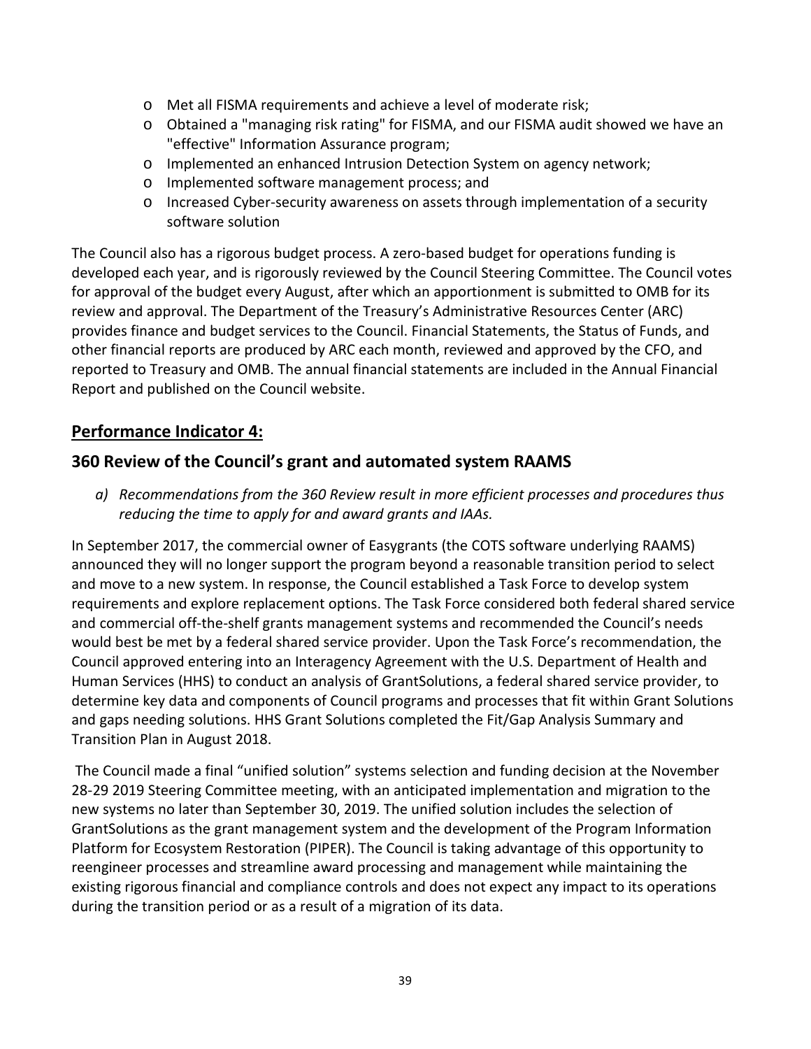- Met all FISMA requirements and achieve a level of moderate risk;
- Obtained a "managing risk rating" for FISMA, and our FISMA audit showed we have an "effective" Information Assurance program;
- Implemented an enhanced Intrusion Detection System on agency network;
- Implemented software management process; and
- Increased Cyber-security awareness on assets through implementation of a security software solution

The Council also has a rigorous budget process. A zero-based budget for operations funding is developed each year, and is rigorously reviewed by the Council Steering Committee. The Council votes for approval of the budget every August, after which an apportionment is submitted to OMB for its review and approval. The Department of the Treasury's Administrative Resources Center (ARC) provides finance and budget services to the Council. Financial Statements, the Status of Funds, and other financial reports are produced by ARC each month, reviewed and approved by the CFO, and reported to Treasury and OMB. The annual financial statements are included in the Annual Financial Report and published on the Council website.

## Performance Indicator 4:

## 360 Review of the Council's grant and automated system RAAMS

a) *Recommendations from the 360 Review result in more efficient processes and procedures thus reducing the time to apply for and award grants and IAAs.*

In September 2017, the commercial owner of Easygrants (the COTS software underlying RAAMS) announced they will no longer support the program beyond a reasonable transition period to select and move to a new system. In response, the Council established a Task Force to develop system requirements and explore replacement options. The Task Force considered both federal shared service and commercial off-the-shelf grants management systems and recommended the Council's needs would best be met by a federal shared service provider. Upon the Task Force's recommendation, the Council approved entering into an Interagency Agreement with the U.S. Department of Health and Human Services (HHS) to conduct an analysis of GrantSolutions, a federal shared service provider, to determine key data and components of Council programs and processes that fit within Grant Solutions and gaps needing solutions. HHS Grant Solutions completed the Fit/Gap Analysis Summary and Transition Plan in August 2018.

The Council made a final "unified solution" systems selection and funding decision at the November 28-29 2019 Steering Committee meeting, with an anticipated implementation and migration to the new systems no later than September 30, 2019. The unified solution includes the selection of GrantSolutions as the grant management system and the development of the Program Information Platform for Ecosystem Restoration (PIPER). The Council is taking advantage of this opportunity to reengineer processes and streamline award processing and management while maintaining the existing rigorous financial and compliance controls and does not expect any impact to its operations during the transition period or as a result of a migration of its data.